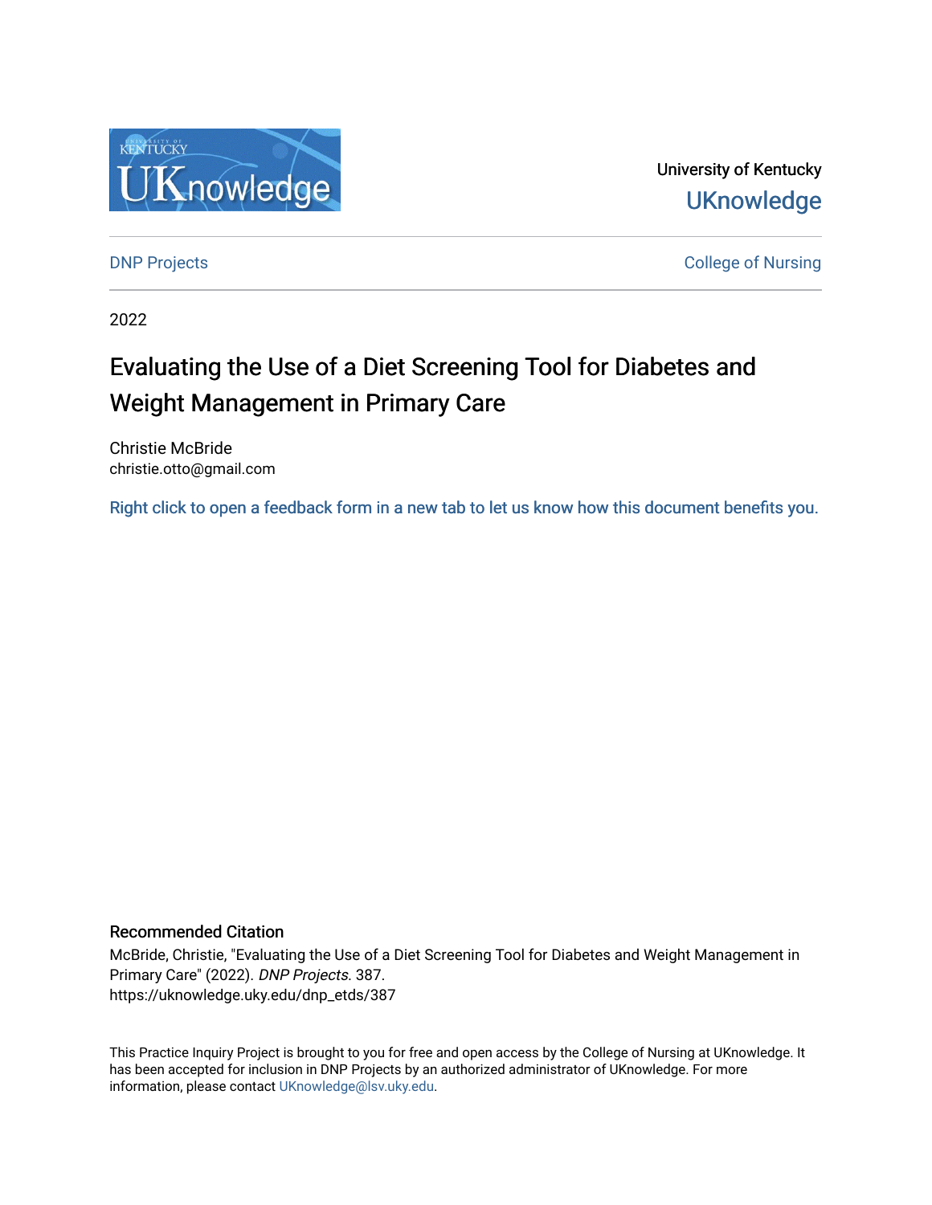University of Kentucky

UKnowledge

DNP Projects

College of Nursing

2022

# Evaluating the Use of a Diet Screening Tool for Diabetes and Weight Management in Primary Care

Christie McBride
christie.otto@gmail.com

Right click to open a feedback form in a new tab to let us know how this document benefits you.

## Recommended Citation

McBride, Christie, "Evaluating the Use of a Diet Screening Tool for Diabetes and Weight Management in Primary Care" (2022). *DNP Projects*. 387.
https://uknowledge.uky.edu/dnp_etds/387

This Practice Inquiry Project is brought to you for free and open access by the College of Nursing at UKnowledge. It has been accepted for inclusion in DNP Projects by an authorized administrator of UKnowledge. For more information, please contact UKnowledge@lsv.uky.edu.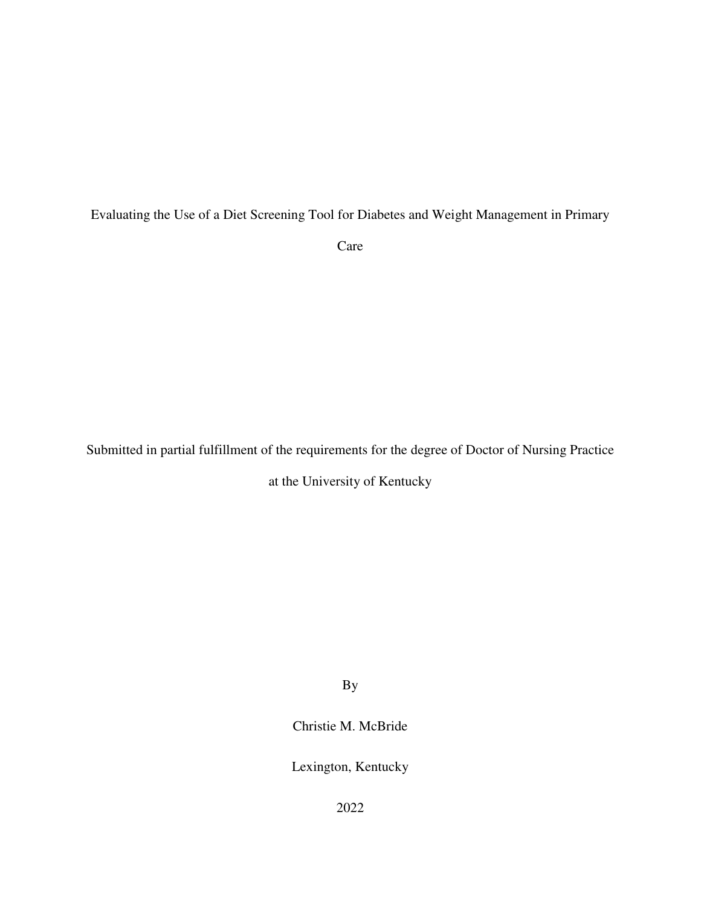# Evaluating the Use of a Diet Screening Tool for Diabetes and Weight Management in Primary Care

Submitted in partial fulfillment of the requirements for the degree of Doctor of Nursing Practice at the University of Kentucky

By

Christie M. McBride

Lexington, Kentucky

2022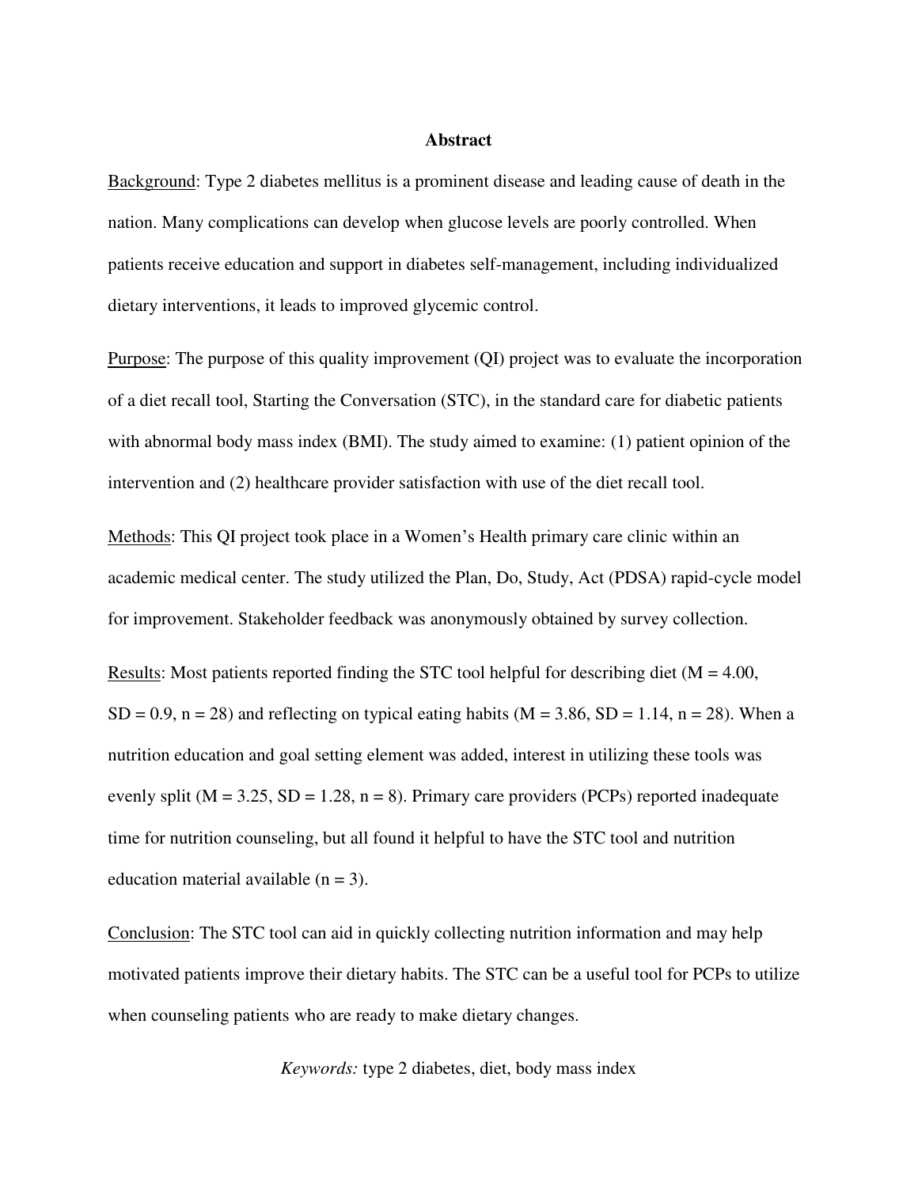# Abstract

Background: Type 2 diabetes mellitus is a prominent disease and leading cause of death in the nation. Many complications can develop when glucose levels are poorly controlled. When patients receive education and support in diabetes self-management, including individualized dietary interventions, it leads to improved glycemic control.

Purpose: The purpose of this quality improvement (QI) project was to evaluate the incorporation of a diet recall tool, Starting the Conversation (STC), in the standard care for diabetic patients with abnormal body mass index (BMI). The study aimed to examine: (1) patient opinion of the intervention and (2) healthcare provider satisfaction with use of the diet recall tool.

Methods: This QI project took place in a Women's Health primary care clinic within an academic medical center. The study utilized the Plan, Do, Study, Act (PDSA) rapid-cycle model for improvement. Stakeholder feedback was anonymously obtained by survey collection.

Results: Most patients reported finding the STC tool helpful for describing diet ($M = 4.00$, $SD = 0.9$, $n = 28$) and reflecting on typical eating habits ($M = 3.86$, $SD = 1.14$, $n = 28$). When a nutrition education and goal setting element was added, interest in utilizing these tools was evenly split ($M = 3.25$, $SD = 1.28$, $n = 8$). Primary care providers (PCPs) reported inadequate time for nutrition counseling, but all found it helpful to have the STC tool and nutrition education material available ($n = 3$).

Conclusion: The STC tool can aid in quickly collecting nutrition information and may help motivated patients improve their dietary habits. The STC can be a useful tool for PCPs to utilize when counseling patients who are ready to make dietary changes.

*Keywords:* type 2 diabetes, diet, body mass index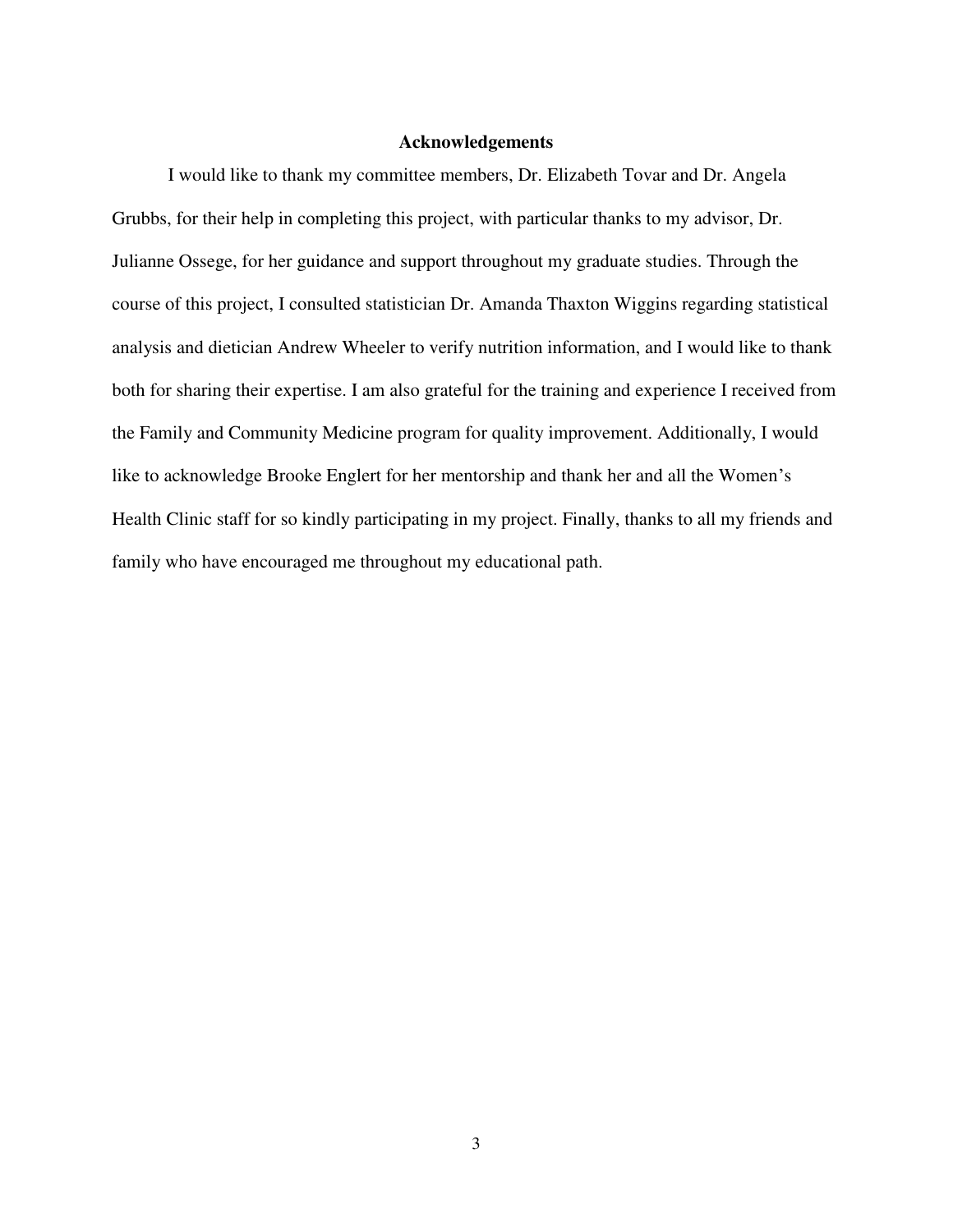## Acknowledgements

I would like to thank my committee members, Dr. Elizabeth Tovar and Dr. Angela Grubbs, for their help in completing this project, with particular thanks to my advisor, Dr. Julianne Ossege, for her guidance and support throughout my graduate studies. Through the course of this project, I consulted statistician Dr. Amanda Thaxton Wiggins regarding statistical analysis and dietician Andrew Wheeler to verify nutrition information, and I would like to thank both for sharing their expertise. I am also grateful for the training and experience I received from the Family and Community Medicine program for quality improvement. Additionally, I would like to acknowledge Brooke Englert for her mentorship and thank her and all the Women's Health Clinic staff for so kindly participating in my project. Finally, thanks to all my friends and family who have encouraged me throughout my educational path.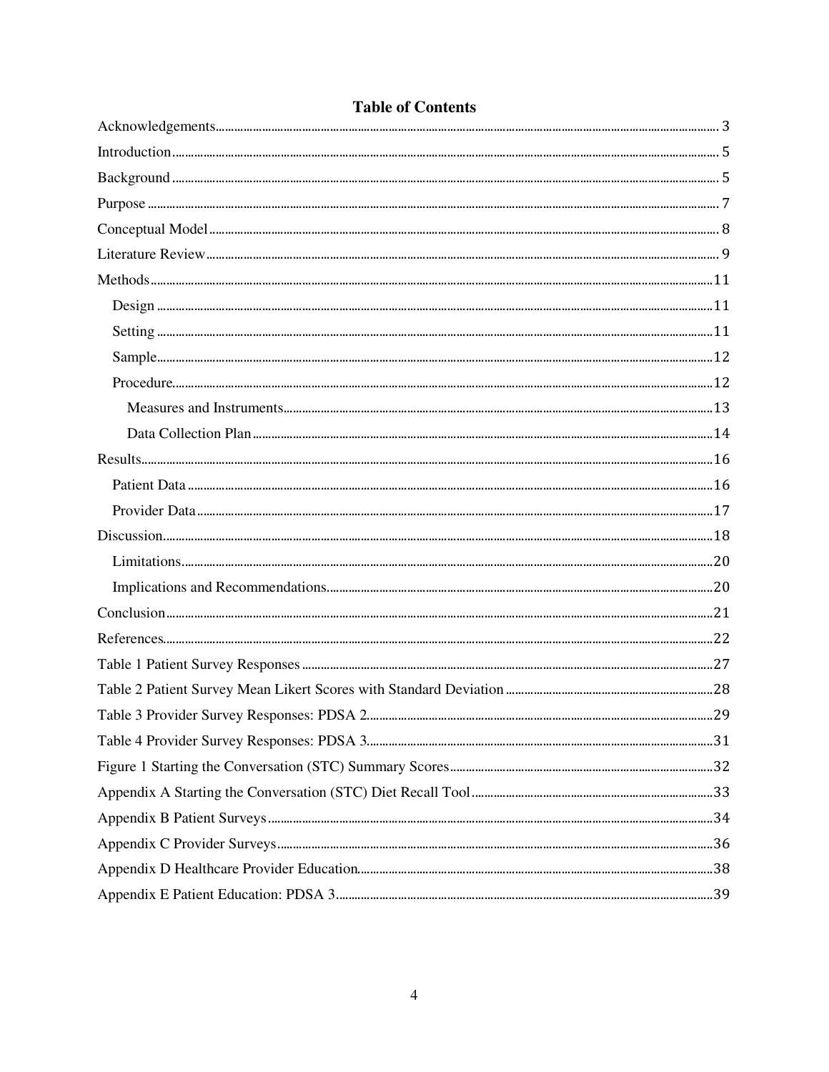# Table of Contents

Acknowledgements ... 3

Introduction ... 5

Background ... 5

Purpose ... 7

Conceptual Model ... 8

Literature Review ... 9

Methods ... 11

- Design ... 11
- Setting ... 11
- Sample ... 12
- Procedure ... 12
  - Measures and Instruments ... 13
  - Data Collection Plan ... 14

Results ... 16

- Patient Data ... 16
- Provider Data ... 17

Discussion ... 18

- Limitations ... 20
- Implications and Recommendations ... 20

Conclusion ... 21

References ... 22

Table 1 Patient Survey Responses ... 27

Table 2 Patient Survey Mean Likert Scores with Standard Deviation ... 28

Table 3 Provider Survey Responses: PDSA 2 ... 29

Table 4 Provider Survey Responses: PDSA 3 ... 31

Figure 1 Starting the Conversation (STC) Summary Scores ... 32

Appendix A Starting the Conversation (STC) Diet Recall Tool ... 33

Appendix B Patient Surveys ... 34

Appendix C Provider Surveys ... 36

Appendix D Healthcare Provider Education ... 38

Appendix E Patient Education: PDSA 3 ... 39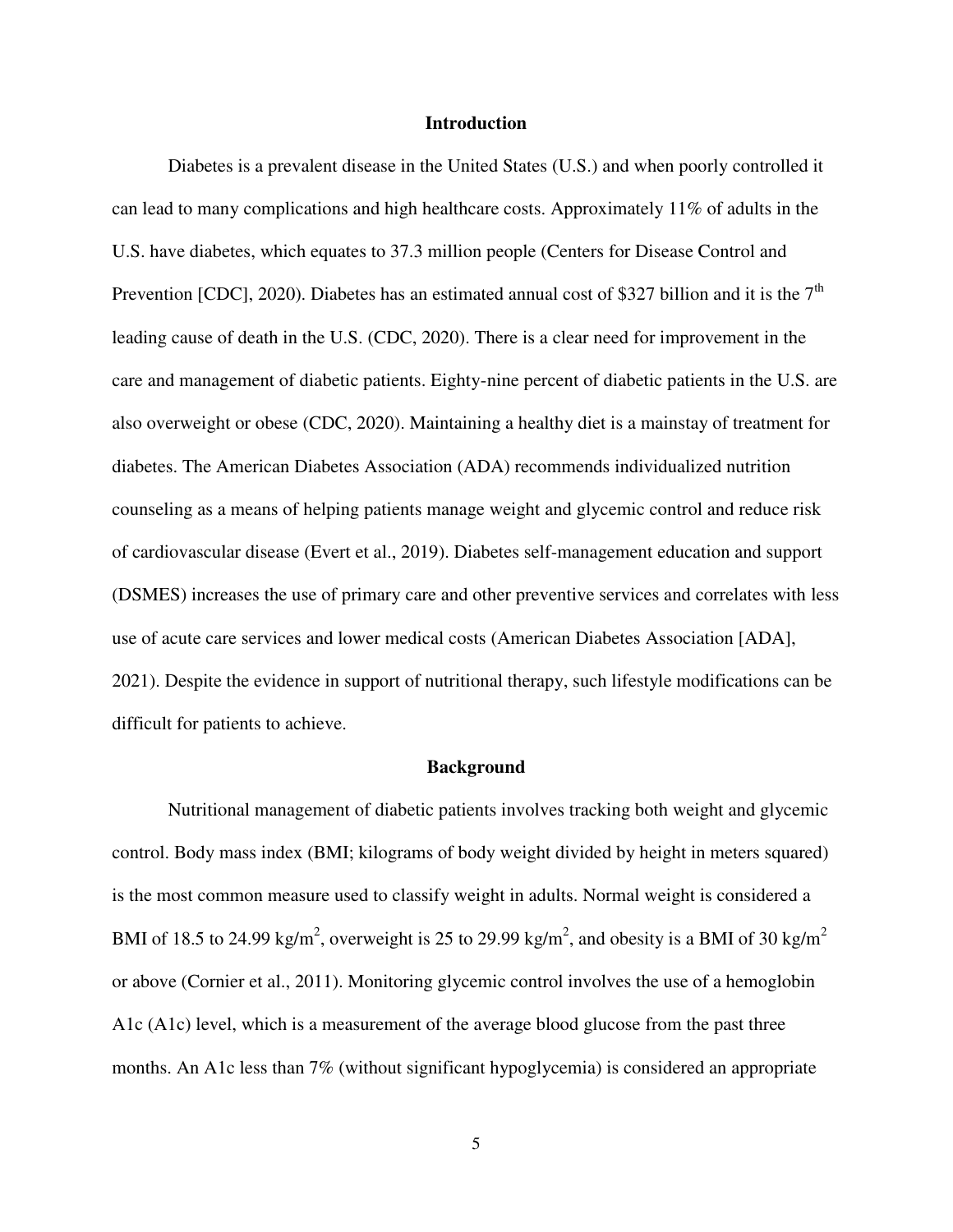## Introduction

Diabetes is a prevalent disease in the United States (U.S.) and when poorly controlled it can lead to many complications and high healthcare costs. Approximately 11% of adults in the U.S. have diabetes, which equates to 37.3 million people (Centers for Disease Control and Prevention [CDC], 2020). Diabetes has an estimated annual cost of $327 billion and it is the 7th leading cause of death in the U.S. (CDC, 2020). There is a clear need for improvement in the care and management of diabetic patients. Eighty-nine percent of diabetic patients in the U.S. are also overweight or obese (CDC, 2020). Maintaining a healthy diet is a mainstay of treatment for diabetes. The American Diabetes Association (ADA) recommends individualized nutrition counseling as a means of helping patients manage weight and glycemic control and reduce risk of cardiovascular disease (Evert et al., 2019). Diabetes self-management education and support (DSMES) increases the use of primary care and other preventive services and correlates with less use of acute care services and lower medical costs (American Diabetes Association [ADA], 2021). Despite the evidence in support of nutritional therapy, such lifestyle modifications can be difficult for patients to achieve.

## Background

Nutritional management of diabetic patients involves tracking both weight and glycemic control. Body mass index (BMI; kilograms of body weight divided by height in meters squared) is the most common measure used to classify weight in adults. Normal weight is considered a BMI of 18.5 to 24.99 $kg/m^2$, overweight is 25 to 29.99 $kg/m^2$, and obesity is a BMI of 30 $kg/m^2$ or above (Cornier et al., 2011). Monitoring glycemic control involves the use of a hemoglobin A1c (A1c) level, which is a measurement of the average blood glucose from the past three months. An A1c less than 7% (without significant hypoglycemia) is considered an appropriate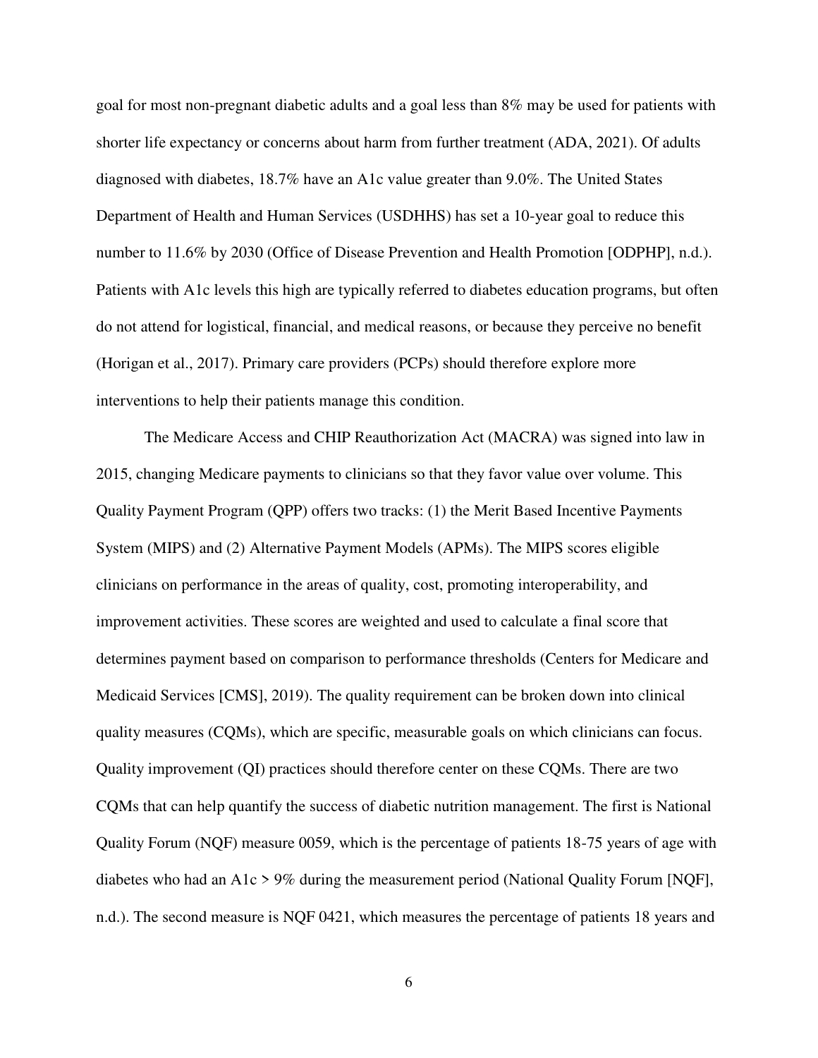goal for most non-pregnant diabetic adults and a goal less than 8% may be used for patients with shorter life expectancy or concerns about harm from further treatment (ADA, 2021). Of adults diagnosed with diabetes, 18.7% have an A1c value greater than 9.0%. The United States Department of Health and Human Services (USDHHS) has set a 10-year goal to reduce this number to 11.6% by 2030 (Office of Disease Prevention and Health Promotion [ODPHP], n.d.). Patients with A1c levels this high are typically referred to diabetes education programs, but often do not attend for logistical, financial, and medical reasons, or because they perceive no benefit (Horigan et al., 2017). Primary care providers (PCPs) should therefore explore more interventions to help their patients manage this condition.

The Medicare Access and CHIP Reauthorization Act (MACRA) was signed into law in 2015, changing Medicare payments to clinicians so that they favor value over volume. This Quality Payment Program (QPP) offers two tracks: (1) the Merit Based Incentive Payments System (MIPS) and (2) Alternative Payment Models (APMs). The MIPS scores eligible clinicians on performance in the areas of quality, cost, promoting interoperability, and improvement activities. These scores are weighted and used to calculate a final score that determines payment based on comparison to performance thresholds (Centers for Medicare and Medicaid Services [CMS], 2019). The quality requirement can be broken down into clinical quality measures (CQMs), which are specific, measurable goals on which clinicians can focus. Quality improvement (QI) practices should therefore center on these CQMs. There are two CQMs that can help quantify the success of diabetic nutrition management. The first is National Quality Forum (NQF) measure 0059, which is the percentage of patients 18-75 years of age with diabetes who had an A1c > 9% during the measurement period (National Quality Forum [NQF], n.d.). The second measure is NQF 0421, which measures the percentage of patients 18 years and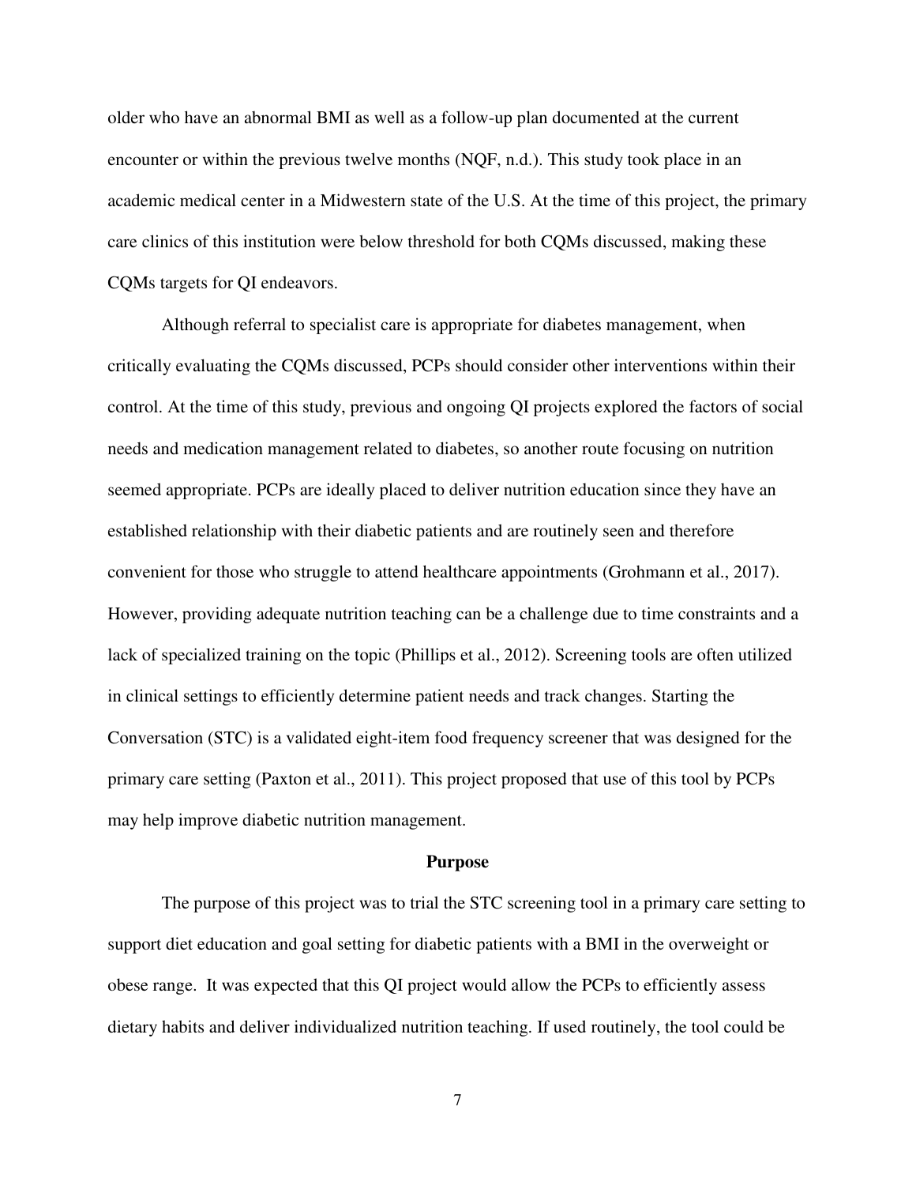older who have an abnormal BMI as well as a follow-up plan documented at the current encounter or within the previous twelve months (NQF, n.d.). This study took place in an academic medical center in a Midwestern state of the U.S. At the time of this project, the primary care clinics of this institution were below threshold for both CQMs discussed, making these CQMs targets for QI endeavors.

Although referral to specialist care is appropriate for diabetes management, when critically evaluating the CQMs discussed, PCPs should consider other interventions within their control. At the time of this study, previous and ongoing QI projects explored the factors of social needs and medication management related to diabetes, so another route focusing on nutrition seemed appropriate. PCPs are ideally placed to deliver nutrition education since they have an established relationship with their diabetic patients and are routinely seen and therefore convenient for those who struggle to attend healthcare appointments (Grohmann et al., 2017). However, providing adequate nutrition teaching can be a challenge due to time constraints and a lack of specialized training on the topic (Phillips et al., 2012). Screening tools are often utilized in clinical settings to efficiently determine patient needs and track changes. Starting the Conversation (STC) is a validated eight-item food frequency screener that was designed for the primary care setting (Paxton et al., 2011). This project proposed that use of this tool by PCPs may help improve diabetic nutrition management.

## Purpose

The purpose of this project was to trial the STC screening tool in a primary care setting to support diet education and goal setting for diabetic patients with a BMI in the overweight or obese range. It was expected that this QI project would allow the PCPs to efficiently assess dietary habits and deliver individualized nutrition teaching. If used routinely, the tool could be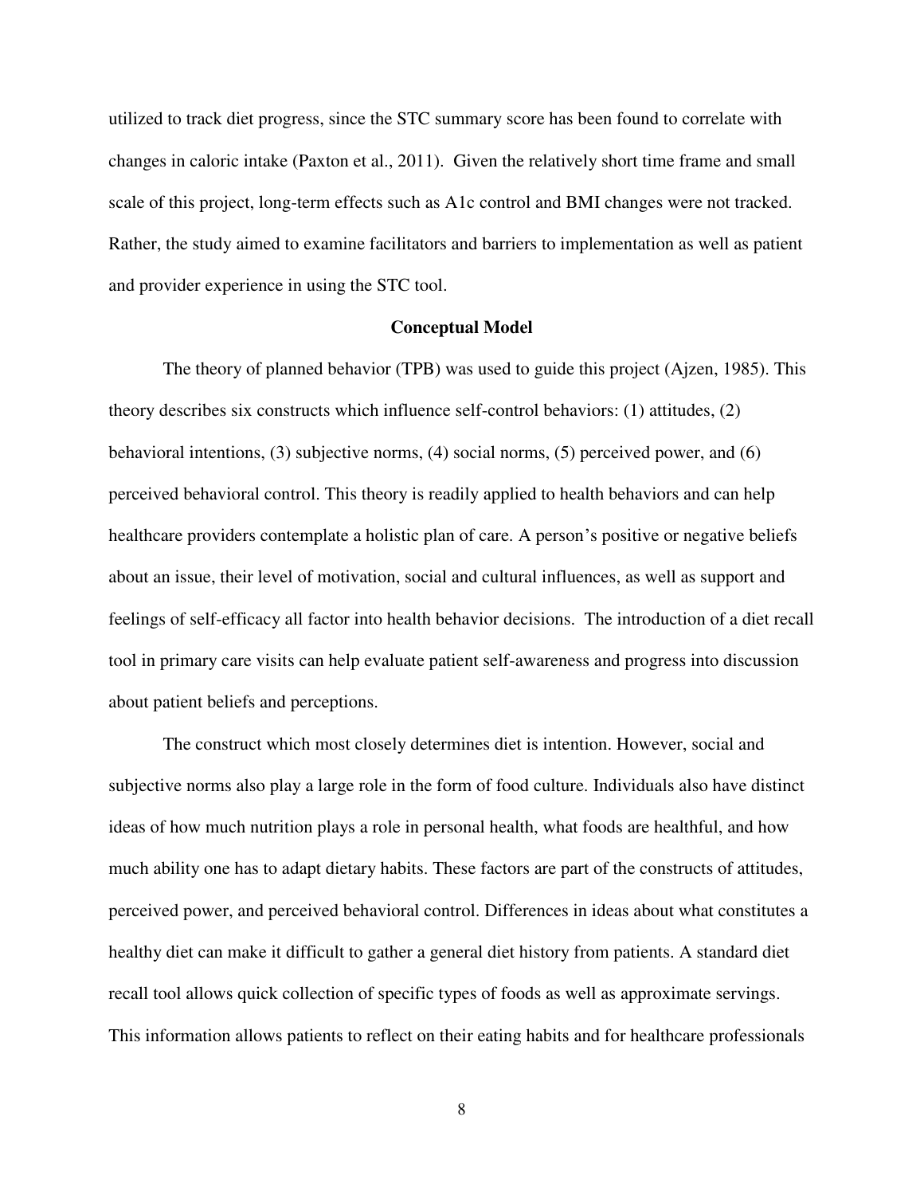utilized to track diet progress, since the STC summary score has been found to correlate with changes in caloric intake (Paxton et al., 2011). Given the relatively short time frame and small scale of this project, long-term effects such as A1c control and BMI changes were not tracked. Rather, the study aimed to examine facilitators and barriers to implementation as well as patient and provider experience in using the STC tool.

## Conceptual Model

The theory of planned behavior (TPB) was used to guide this project (Ajzen, 1985). This theory describes six constructs which influence self-control behaviors: (1) attitudes, (2) behavioral intentions, (3) subjective norms, (4) social norms, (5) perceived power, and (6) perceived behavioral control. This theory is readily applied to health behaviors and can help healthcare providers contemplate a holistic plan of care. A person's positive or negative beliefs about an issue, their level of motivation, social and cultural influences, as well as support and feelings of self-efficacy all factor into health behavior decisions. The introduction of a diet recall tool in primary care visits can help evaluate patient self-awareness and progress into discussion about patient beliefs and perceptions.

The construct which most closely determines diet is intention. However, social and subjective norms also play a large role in the form of food culture. Individuals also have distinct ideas of how much nutrition plays a role in personal health, what foods are healthful, and how much ability one has to adapt dietary habits. These factors are part of the constructs of attitudes, perceived power, and perceived behavioral control. Differences in ideas about what constitutes a healthy diet can make it difficult to gather a general diet history from patients. A standard diet recall tool allows quick collection of specific types of foods as well as approximate servings. This information allows patients to reflect on their eating habits and for healthcare professionals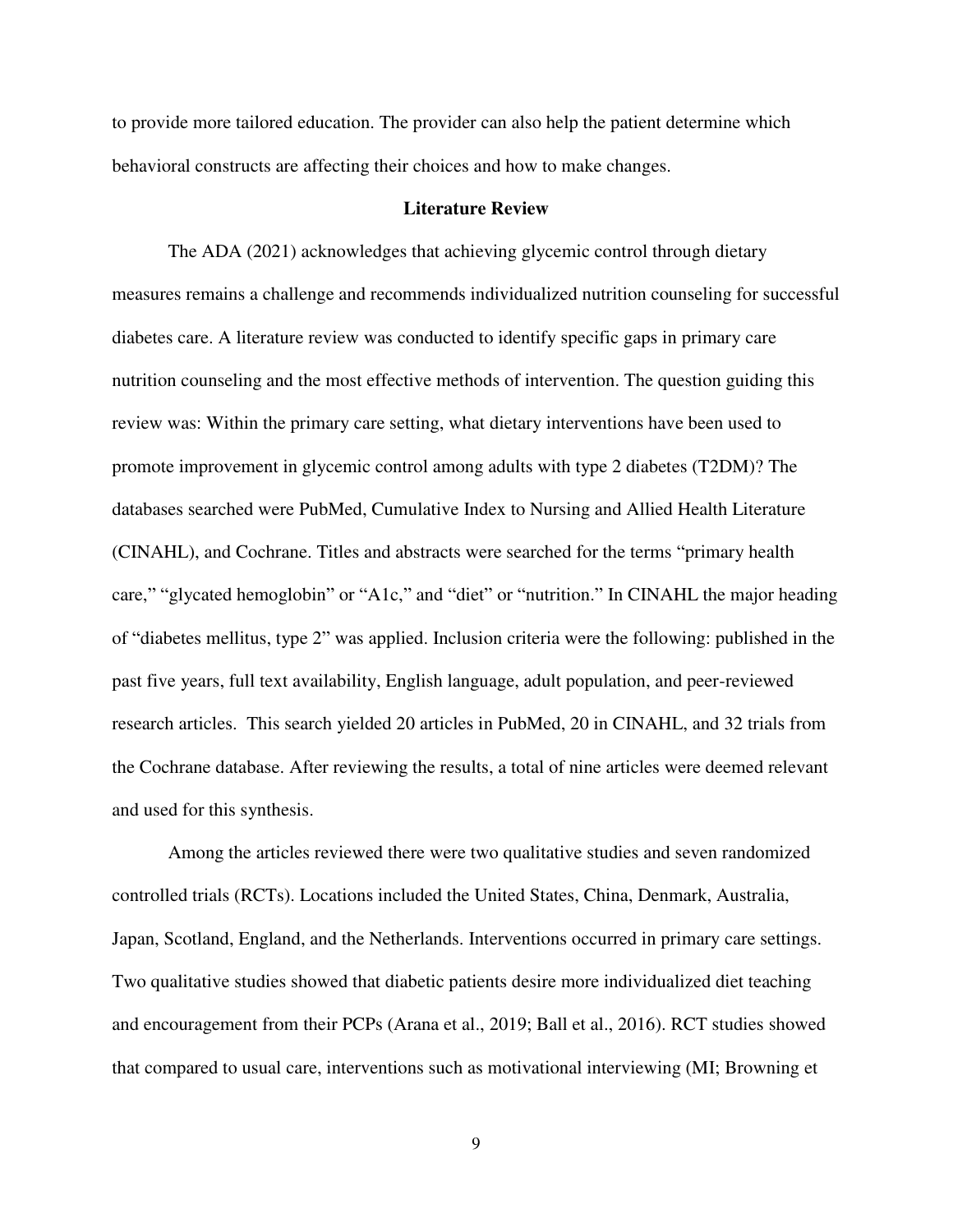to provide more tailored education. The provider can also help the patient determine which behavioral constructs are affecting their choices and how to make changes.

## Literature Review

The ADA (2021) acknowledges that achieving glycemic control through dietary measures remains a challenge and recommends individualized nutrition counseling for successful diabetes care. A literature review was conducted to identify specific gaps in primary care nutrition counseling and the most effective methods of intervention. The question guiding this review was: Within the primary care setting, what dietary interventions have been used to promote improvement in glycemic control among adults with type 2 diabetes (T2DM)? The databases searched were PubMed, Cumulative Index to Nursing and Allied Health Literature (CINAHL), and Cochrane. Titles and abstracts were searched for the terms "primary health care," "glycated hemoglobin" or "A1c," and "diet" or "nutrition." In CINAHL the major heading of "diabetes mellitus, type 2" was applied. Inclusion criteria were the following: published in the past five years, full text availability, English language, adult population, and peer-reviewed research articles. This search yielded 20 articles in PubMed, 20 in CINAHL, and 32 trials from the Cochrane database. After reviewing the results, a total of nine articles were deemed relevant and used for this synthesis.

Among the articles reviewed there were two qualitative studies and seven randomized controlled trials (RCTs). Locations included the United States, China, Denmark, Australia, Japan, Scotland, England, and the Netherlands. Interventions occurred in primary care settings. Two qualitative studies showed that diabetic patients desire more individualized diet teaching and encouragement from their PCPs (Arana et al., 2019; Ball et al., 2016). RCT studies showed that compared to usual care, interventions such as motivational interviewing (MI; Browning et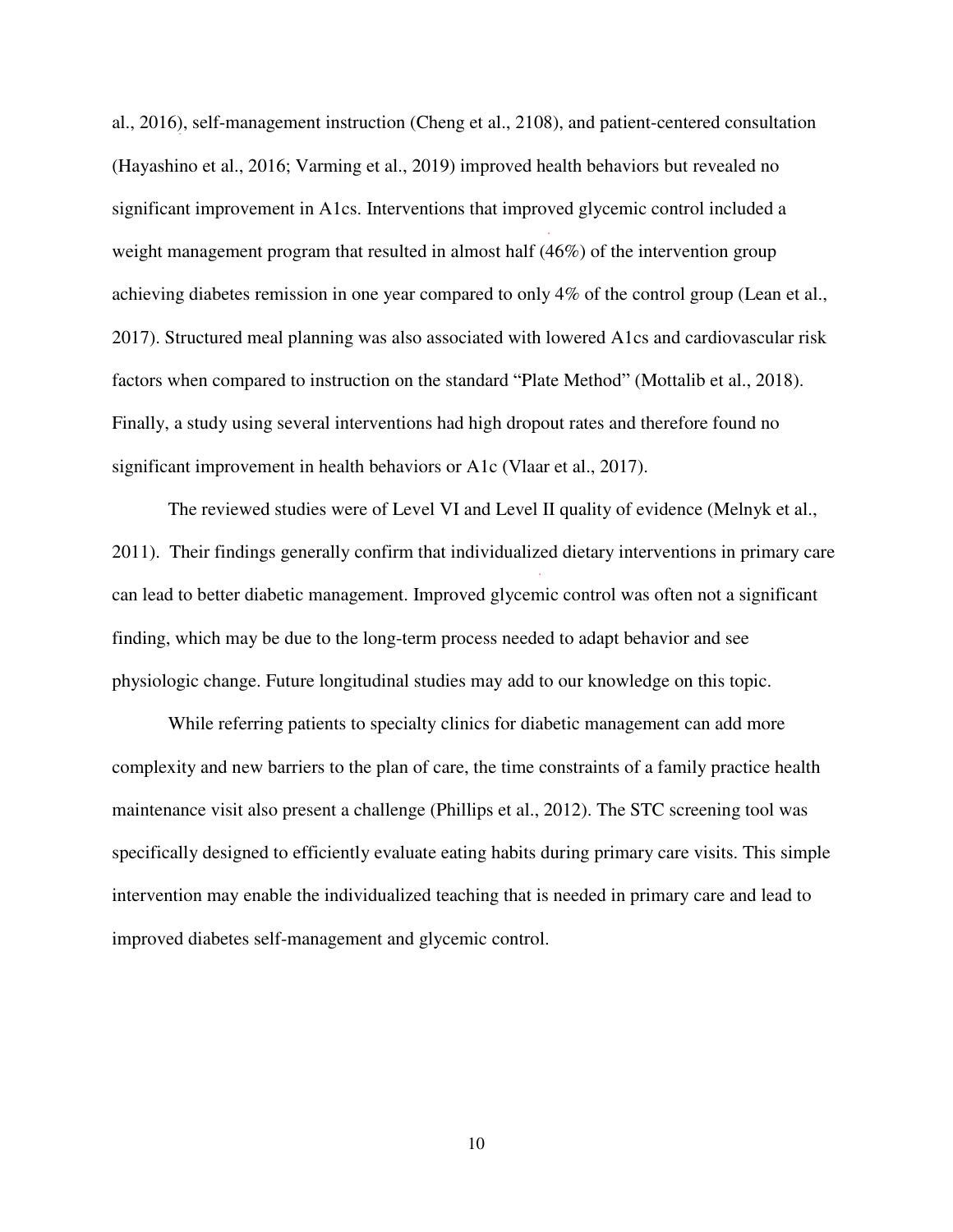al., 2016), self-management instruction (Cheng et al., 2108), and patient-centered consultation (Hayashino et al., 2016; Varming et al., 2019) improved health behaviors but revealed no significant improvement in A1cs. Interventions that improved glycemic control included a weight management program that resulted in almost half (46%) of the intervention group achieving diabetes remission in one year compared to only 4% of the control group (Lean et al., 2017). Structured meal planning was also associated with lowered A1cs and cardiovascular risk factors when compared to instruction on the standard "Plate Method" (Mottalib et al., 2018). Finally, a study using several interventions had high dropout rates and therefore found no significant improvement in health behaviors or A1c (Vlaar et al., 2017).

The reviewed studies were of Level VI and Level II quality of evidence (Melnyk et al., 2011). Their findings generally confirm that individualized dietary interventions in primary care can lead to better diabetic management. Improved glycemic control was often not a significant finding, which may be due to the long-term process needed to adapt behavior and see physiologic change. Future longitudinal studies may add to our knowledge on this topic.

While referring patients to specialty clinics for diabetic management can add more complexity and new barriers to the plan of care, the time constraints of a family practice health maintenance visit also present a challenge (Phillips et al., 2012). The STC screening tool was specifically designed to efficiently evaluate eating habits during primary care visits. This simple intervention may enable the individualized teaching that is needed in primary care and lead to improved diabetes self-management and glycemic control.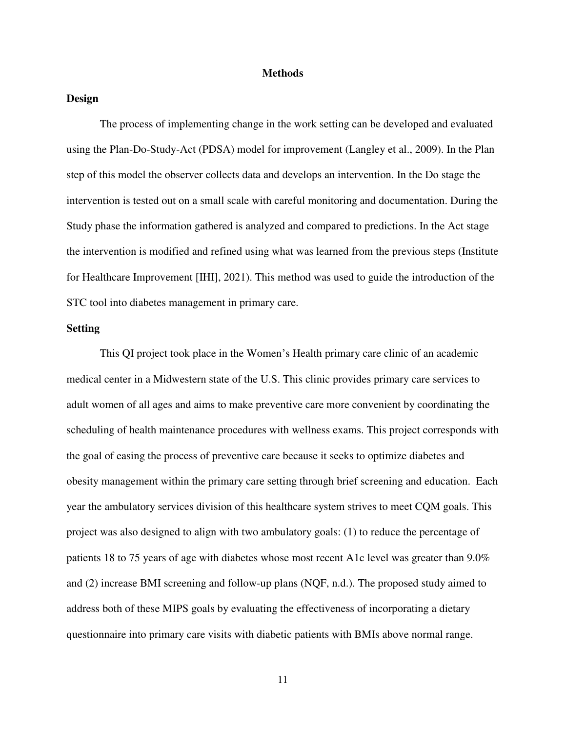# Methods

## Design

The process of implementing change in the work setting can be developed and evaluated using the Plan-Do-Study-Act (PDSA) model for improvement (Langley et al., 2009). In the Plan step of this model the observer collects data and develops an intervention. In the Do stage the intervention is tested out on a small scale with careful monitoring and documentation. During the Study phase the information gathered is analyzed and compared to predictions. In the Act stage the intervention is modified and refined using what was learned from the previous steps (Institute for Healthcare Improvement [IHI], 2021). This method was used to guide the introduction of the STC tool into diabetes management in primary care.

## Setting

This QI project took place in the Women's Health primary care clinic of an academic medical center in a Midwestern state of the U.S. This clinic provides primary care services to adult women of all ages and aims to make preventive care more convenient by coordinating the scheduling of health maintenance procedures with wellness exams. This project corresponds with the goal of easing the process of preventive care because it seeks to optimize diabetes and obesity management within the primary care setting through brief screening and education. Each year the ambulatory services division of this healthcare system strives to meet CQM goals. This project was also designed to align with two ambulatory goals: (1) to reduce the percentage of patients 18 to 75 years of age with diabetes whose most recent A1c level was greater than 9.0% and (2) increase BMI screening and follow-up plans (NQF, n.d.). The proposed study aimed to address both of these MIPS goals by evaluating the effectiveness of incorporating a dietary questionnaire into primary care visits with diabetic patients with BMIs above normal range.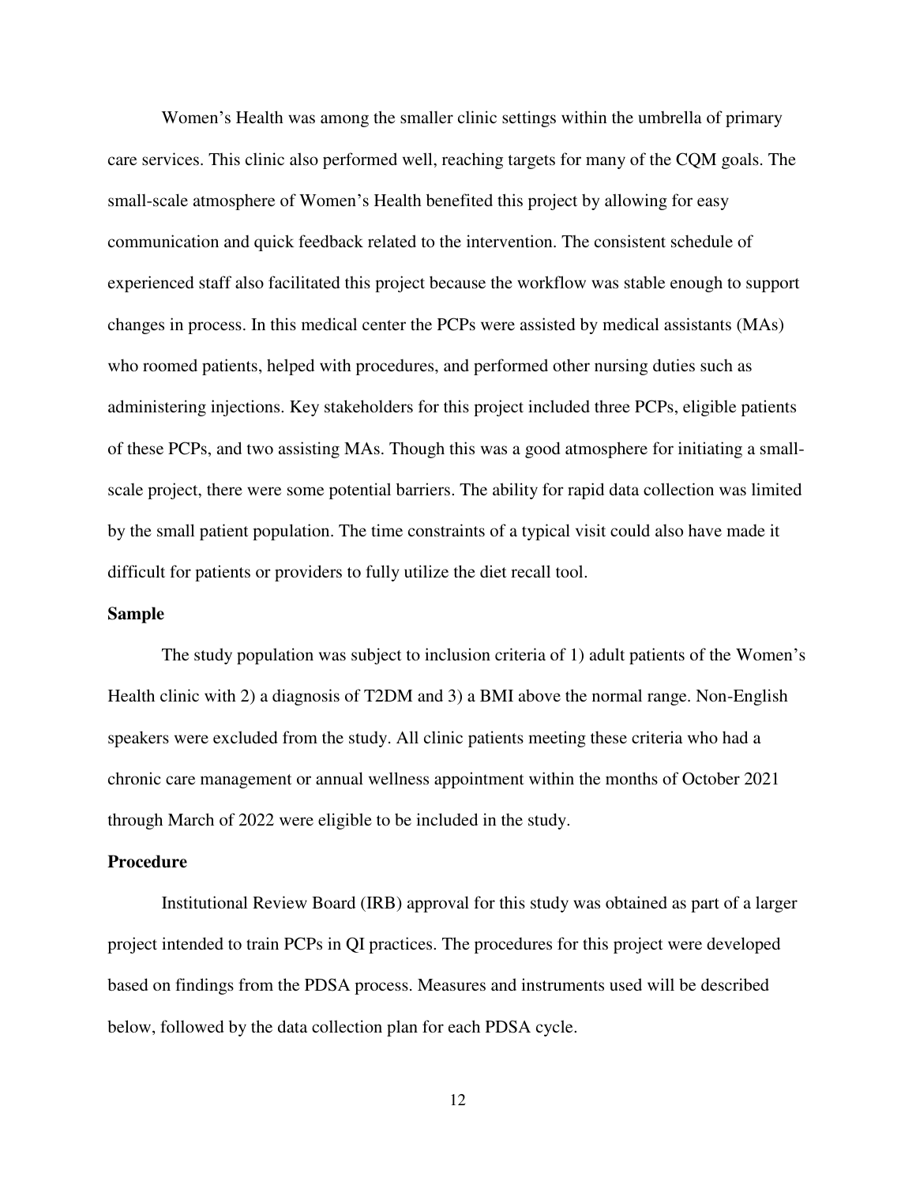Women's Health was among the smaller clinic settings within the umbrella of primary care services. This clinic also performed well, reaching targets for many of the CQM goals. The small-scale atmosphere of Women's Health benefited this project by allowing for easy communication and quick feedback related to the intervention. The consistent schedule of experienced staff also facilitated this project because the workflow was stable enough to support changes in process. In this medical center the PCPs were assisted by medical assistants (MAs) who roomed patients, helped with procedures, and performed other nursing duties such as administering injections. Key stakeholders for this project included three PCPs, eligible patients of these PCPs, and two assisting MAs. Though this was a good atmosphere for initiating a small-scale project, there were some potential barriers. The ability for rapid data collection was limited by the small patient population. The time constraints of a typical visit could also have made it difficult for patients or providers to fully utilize the diet recall tool.

## Sample

The study population was subject to inclusion criteria of 1) adult patients of the Women's Health clinic with 2) a diagnosis of T2DM and 3) a BMI above the normal range. Non-English speakers were excluded from the study. All clinic patients meeting these criteria who had a chronic care management or annual wellness appointment within the months of October 2021 through March of 2022 were eligible to be included in the study.

## Procedure

Institutional Review Board (IRB) approval for this study was obtained as part of a larger project intended to train PCPs in QI practices. The procedures for this project were developed based on findings from the PDSA process. Measures and instruments used will be described below, followed by the data collection plan for each PDSA cycle.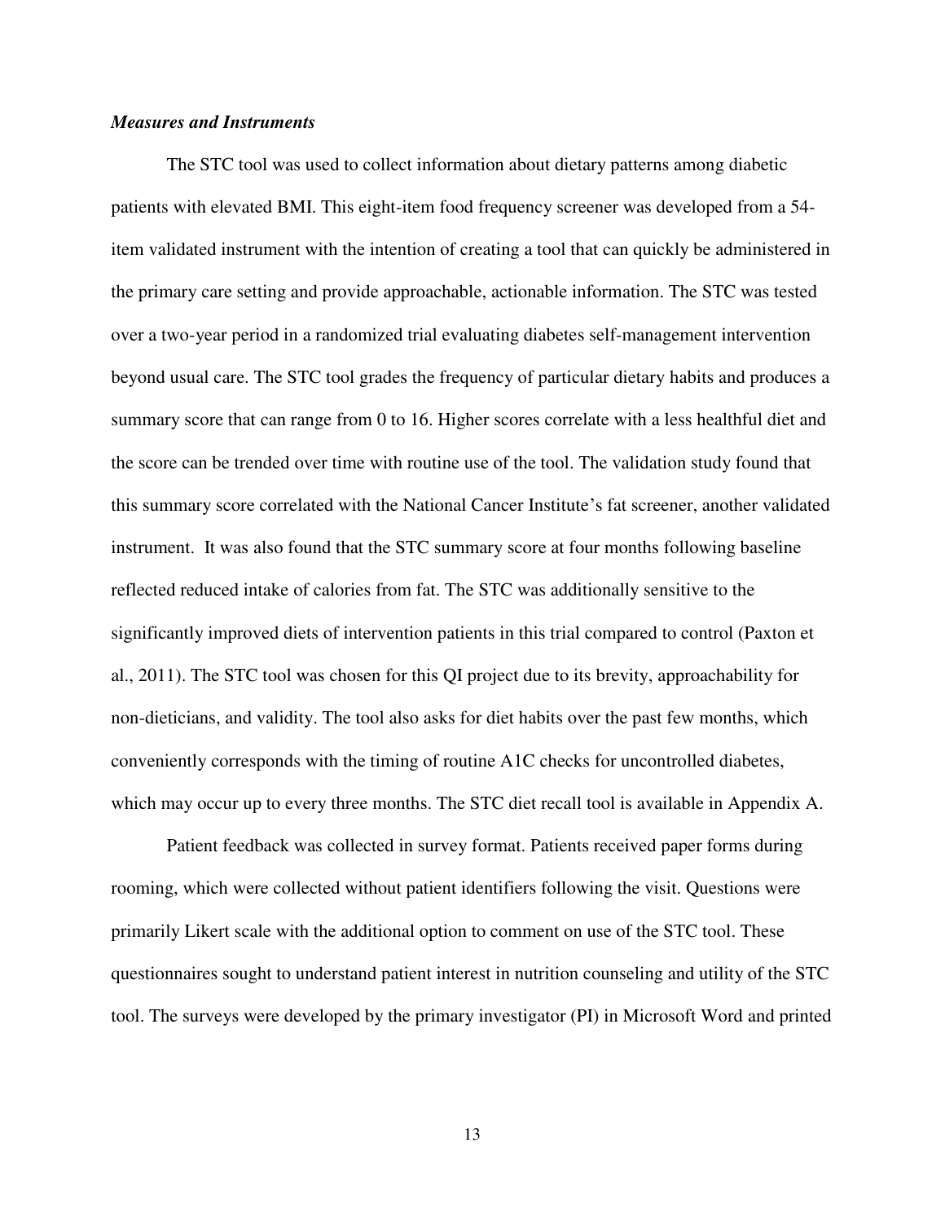***Measures and Instruments***

The STC tool was used to collect information about dietary patterns among diabetic patients with elevated BMI. This eight-item food frequency screener was developed from a 54-item validated instrument with the intention of creating a tool that can quickly be administered in the primary care setting and provide approachable, actionable information. The STC was tested over a two-year period in a randomized trial evaluating diabetes self-management intervention beyond usual care. The STC tool grades the frequency of particular dietary habits and produces a summary score that can range from 0 to 16. Higher scores correlate with a less healthful diet and the score can be trended over time with routine use of the tool. The validation study found that this summary score correlated with the National Cancer Institute's fat screener, another validated instrument. It was also found that the STC summary score at four months following baseline reflected reduced intake of calories from fat. The STC was additionally sensitive to the significantly improved diets of intervention patients in this trial compared to control (Paxton et al., 2011). The STC tool was chosen for this QI project due to its brevity, approachability for non-dieticians, and validity. The tool also asks for diet habits over the past few months, which conveniently corresponds with the timing of routine A1C checks for uncontrolled diabetes, which may occur up to every three months. The STC diet recall tool is available in Appendix A.

Patient feedback was collected in survey format. Patients received paper forms during rooming, which were collected without patient identifiers following the visit. Questions were primarily Likert scale with the additional option to comment on use of the STC tool. These questionnaires sought to understand patient interest in nutrition counseling and utility of the STC tool. The surveys were developed by the primary investigator (PI) in Microsoft Word and printed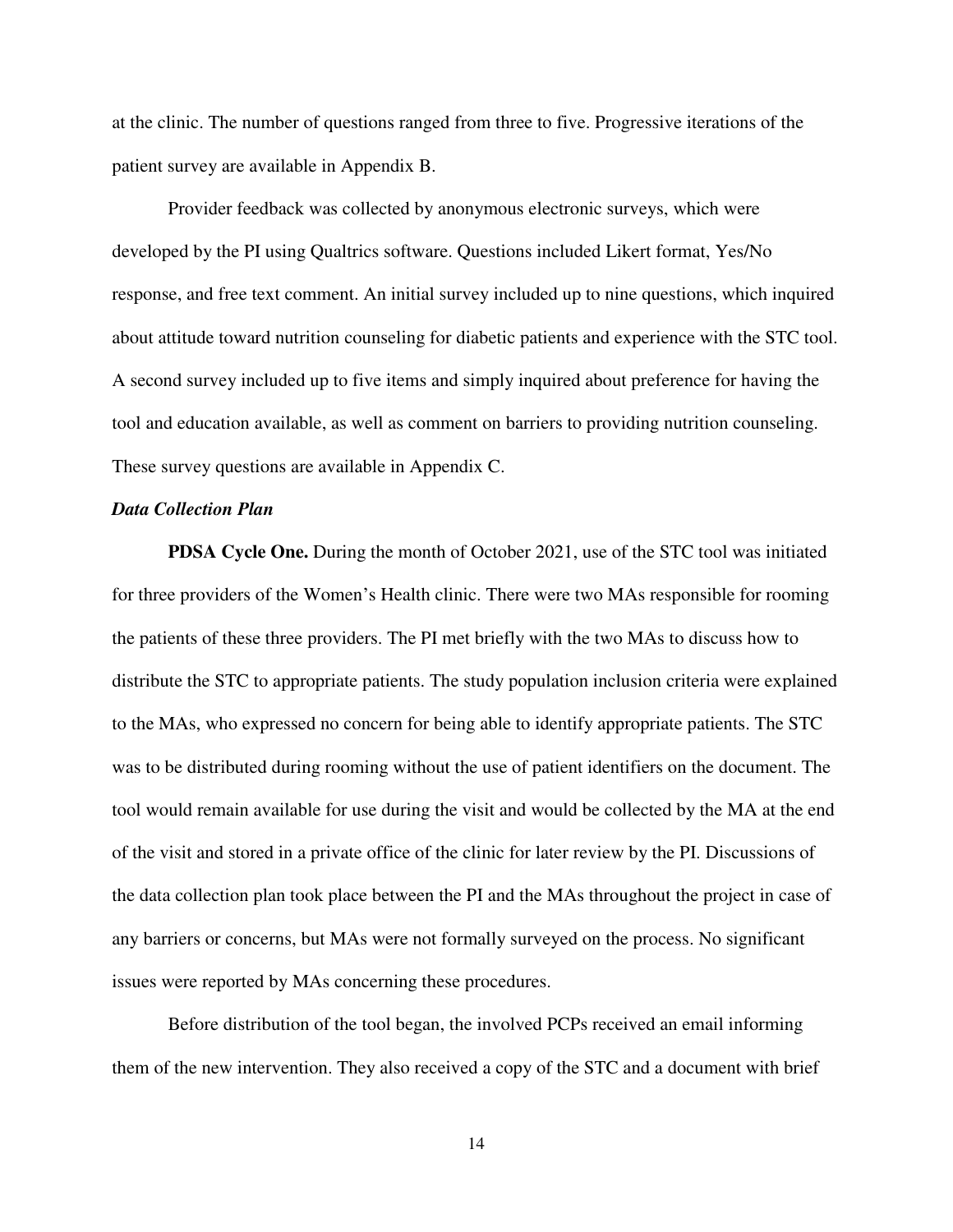at the clinic. The number of questions ranged from three to five. Progressive iterations of the patient survey are available in Appendix B.

Provider feedback was collected by anonymous electronic surveys, which were developed by the PI using Qualtrics software. Questions included Likert format, Yes/No response, and free text comment. An initial survey included up to nine questions, which inquired about attitude toward nutrition counseling for diabetic patients and experience with the STC tool. A second survey included up to five items and simply inquired about preference for having the tool and education available, as well as comment on barriers to providing nutrition counseling. These survey questions are available in Appendix C.

***Data Collection Plan***

**PDSA Cycle One.** During the month of October 2021, use of the STC tool was initiated for three providers of the Women's Health clinic. There were two MAs responsible for rooming the patients of these three providers. The PI met briefly with the two MAs to discuss how to distribute the STC to appropriate patients. The study population inclusion criteria were explained to the MAs, who expressed no concern for being able to identify appropriate patients. The STC was to be distributed during rooming without the use of patient identifiers on the document. The tool would remain available for use during the visit and would be collected by the MA at the end of the visit and stored in a private office of the clinic for later review by the PI. Discussions of the data collection plan took place between the PI and the MAs throughout the project in case of any barriers or concerns, but MAs were not formally surveyed on the process. No significant issues were reported by MAs concerning these procedures.

Before distribution of the tool began, the involved PCPs received an email informing them of the new intervention. They also received a copy of the STC and a document with brief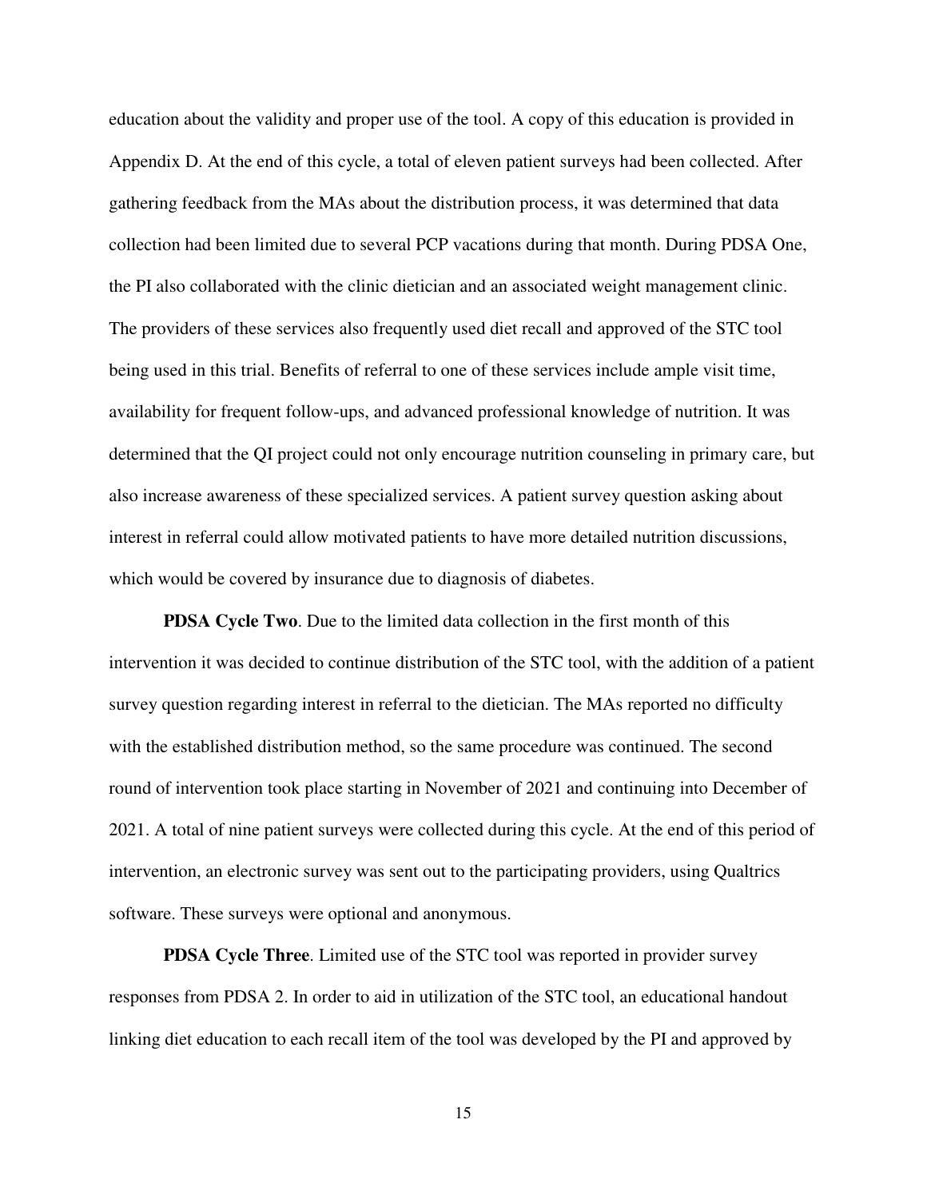education about the validity and proper use of the tool. A copy of this education is provided in Appendix D. At the end of this cycle, a total of eleven patient surveys had been collected. After gathering feedback from the MAs about the distribution process, it was determined that data collection had been limited due to several PCP vacations during that month. During PDSA One, the PI also collaborated with the clinic dietician and an associated weight management clinic. The providers of these services also frequently used diet recall and approved of the STC tool being used in this trial. Benefits of referral to one of these services include ample visit time, availability for frequent follow-ups, and advanced professional knowledge of nutrition. It was determined that the QI project could not only encourage nutrition counseling in primary care, but also increase awareness of these specialized services. A patient survey question asking about interest in referral could allow motivated patients to have more detailed nutrition discussions, which would be covered by insurance due to diagnosis of diabetes.

**PDSA Cycle Two**. Due to the limited data collection in the first month of this intervention it was decided to continue distribution of the STC tool, with the addition of a patient survey question regarding interest in referral to the dietician. The MAs reported no difficulty with the established distribution method, so the same procedure was continued. The second round of intervention took place starting in November of 2021 and continuing into December of 2021. A total of nine patient surveys were collected during this cycle. At the end of this period of intervention, an electronic survey was sent out to the participating providers, using Qualtrics software. These surveys were optional and anonymous.

**PDSA Cycle Three**. Limited use of the STC tool was reported in provider survey responses from PDSA 2. In order to aid in utilization of the STC tool, an educational handout linking diet education to each recall item of the tool was developed by the PI and approved by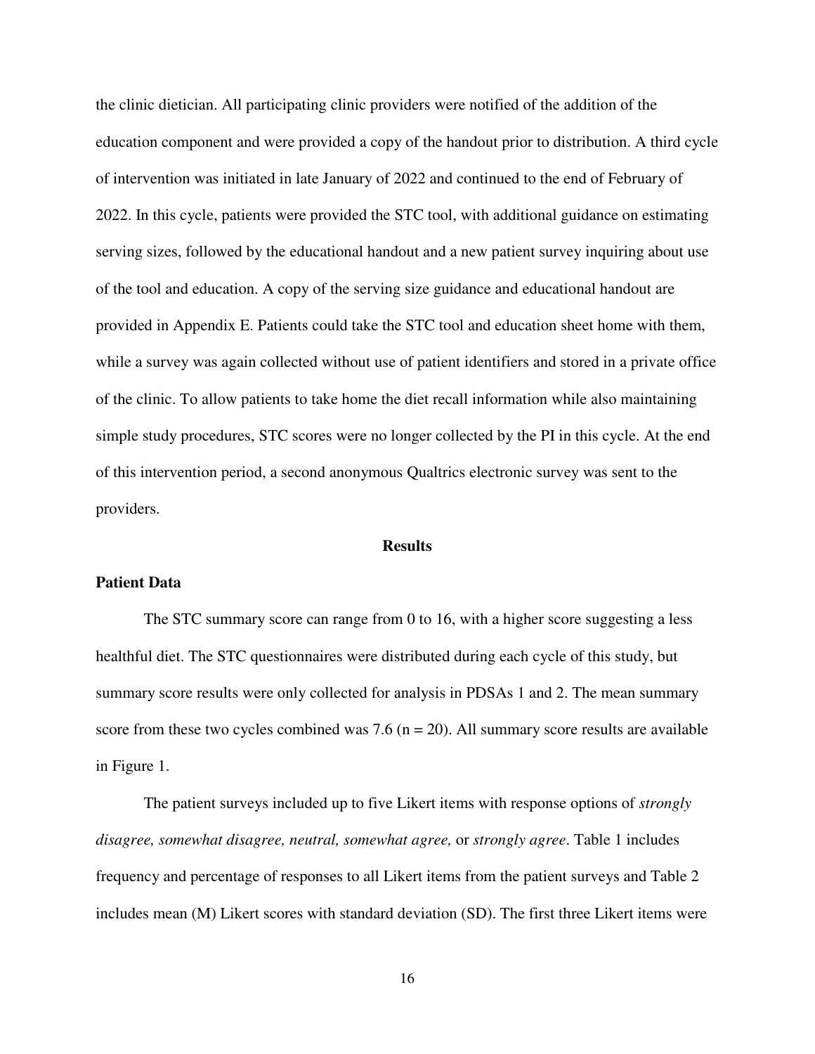the clinic dietician. All participating clinic providers were notified of the addition of the education component and were provided a copy of the handout prior to distribution. A third cycle of intervention was initiated in late January of 2022 and continued to the end of February of 2022. In this cycle, patients were provided the STC tool, with additional guidance on estimating serving sizes, followed by the educational handout and a new patient survey inquiring about use of the tool and education. A copy of the serving size guidance and educational handout are provided in Appendix E. Patients could take the STC tool and education sheet home with them, while a survey was again collected without use of patient identifiers and stored in a private office of the clinic. To allow patients to take home the diet recall information while also maintaining simple study procedures, STC scores were no longer collected by the PI in this cycle. At the end of this intervention period, a second anonymous Qualtrics electronic survey was sent to the providers.

## Results

### Patient Data

The STC summary score can range from 0 to 16, with a higher score suggesting a less healthful diet. The STC questionnaires were distributed during each cycle of this study, but summary score results were only collected for analysis in PDSAs 1 and 2. The mean summary score from these two cycles combined was 7.6 (n = 20). All summary score results are available in Figure 1.

The patient surveys included up to five Likert items with response options of *strongly disagree, somewhat disagree, neutral, somewhat agree,* or *strongly agree*. Table 1 includes frequency and percentage of responses to all Likert items from the patient surveys and Table 2 includes mean (M) Likert scores with standard deviation (SD). The first three Likert items were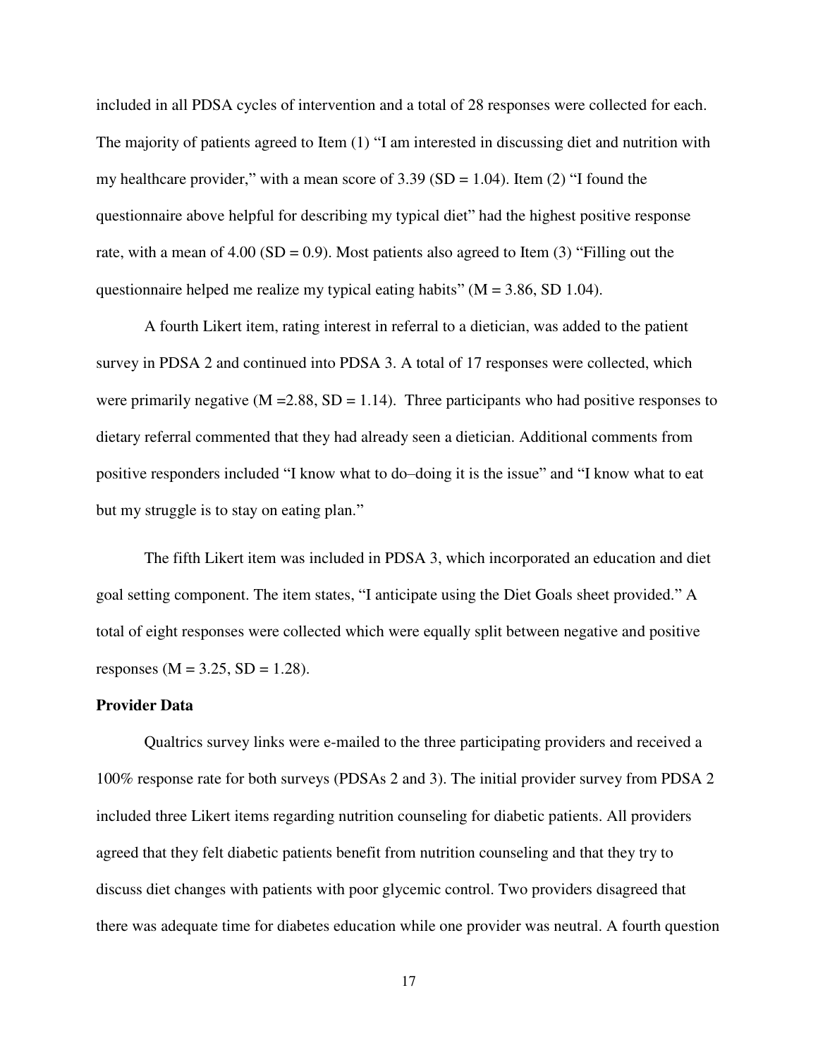included in all PDSA cycles of intervention and a total of 28 responses were collected for each. The majority of patients agreed to Item (1) "I am interested in discussing diet and nutrition with my healthcare provider," with a mean score of 3.39 (SD = 1.04). Item (2) "I found the questionnaire above helpful for describing my typical diet" had the highest positive response rate, with a mean of 4.00 (SD = 0.9). Most patients also agreed to Item (3) "Filling out the questionnaire helped me realize my typical eating habits" (M = 3.86, SD 1.04).

A fourth Likert item, rating interest in referral to a dietician, was added to the patient survey in PDSA 2 and continued into PDSA 3. A total of 17 responses were collected, which were primarily negative (M =2.88, SD = 1.14). Three participants who had positive responses to dietary referral commented that they had already seen a dietician. Additional comments from positive responders included "I know what to do–doing it is the issue" and "I know what to eat but my struggle is to stay on eating plan."

The fifth Likert item was included in PDSA 3, which incorporated an education and diet goal setting component. The item states, "I anticipate using the Diet Goals sheet provided." A total of eight responses were collected which were equally split between negative and positive responses (M = 3.25, SD = 1.28).

**Provider Data**

Qualtrics survey links were e-mailed to the three participating providers and received a 100% response rate for both surveys (PDSAs 2 and 3). The initial provider survey from PDSA 2 included three Likert items regarding nutrition counseling for diabetic patients. All providers agreed that they felt diabetic patients benefit from nutrition counseling and that they try to discuss diet changes with patients with poor glycemic control. Two providers disagreed that there was adequate time for diabetes education while one provider was neutral. A fourth question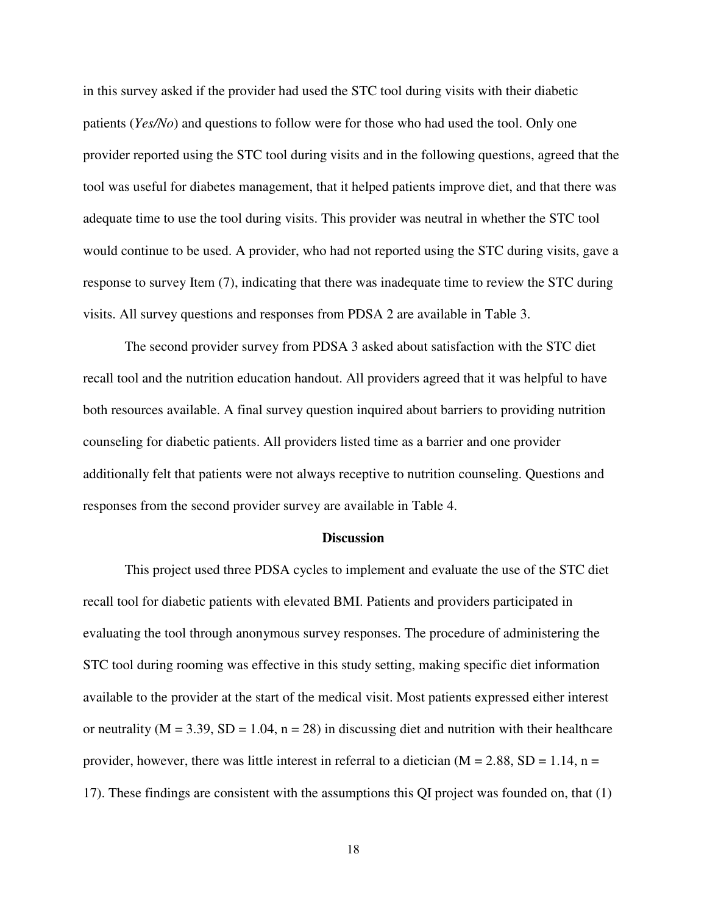in this survey asked if the provider had used the STC tool during visits with their diabetic patients (*Yes/No*) and questions to follow were for those who had used the tool. Only one provider reported using the STC tool during visits and in the following questions, agreed that the tool was useful for diabetes management, that it helped patients improve diet, and that there was adequate time to use the tool during visits. This provider was neutral in whether the STC tool would continue to be used. A provider, who had not reported using the STC during visits, gave a response to survey Item (7), indicating that there was inadequate time to review the STC during visits. All survey questions and responses from PDSA 2 are available in Table 3.

The second provider survey from PDSA 3 asked about satisfaction with the STC diet recall tool and the nutrition education handout. All providers agreed that it was helpful to have both resources available. A final survey question inquired about barriers to providing nutrition counseling for diabetic patients. All providers listed time as a barrier and one provider additionally felt that patients were not always receptive to nutrition counseling. Questions and responses from the second provider survey are available in Table 4.

## Discussion

This project used three PDSA cycles to implement and evaluate the use of the STC diet recall tool for diabetic patients with elevated BMI. Patients and providers participated in evaluating the tool through anonymous survey responses. The procedure of administering the STC tool during rooming was effective in this study setting, making specific diet information available to the provider at the start of the medical visit. Most patients expressed either interest or neutrality ($M = 3.39$, $SD = 1.04$, $n = 28$) in discussing diet and nutrition with their healthcare provider, however, there was little interest in referral to a dietician ($M = 2.88$, $SD = 1.14$, $n = 17$). These findings are consistent with the assumptions this QI project was founded on, that (1)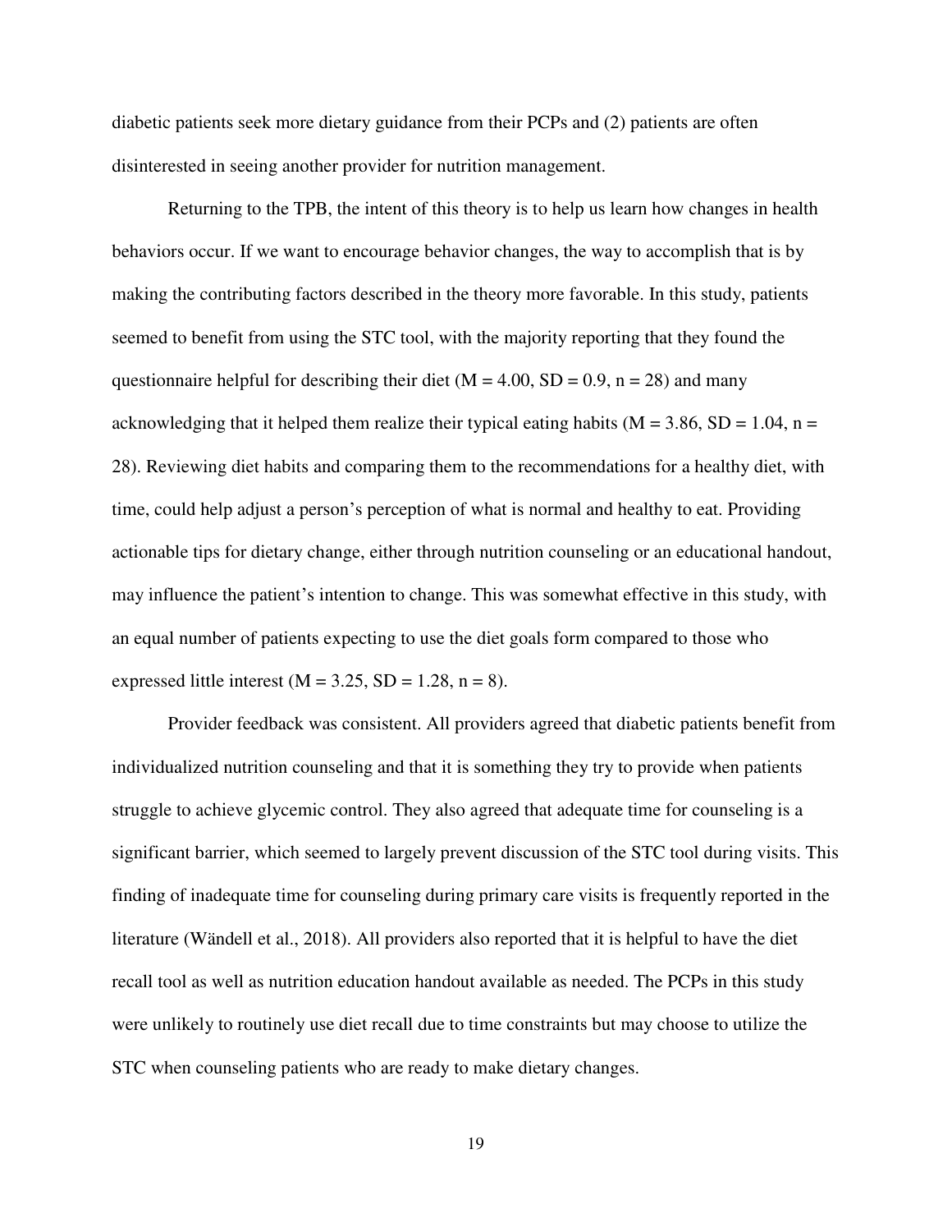diabetic patients seek more dietary guidance from their PCPs and (2) patients are often disinterested in seeing another provider for nutrition management.

Returning to the TPB, the intent of this theory is to help us learn how changes in health behaviors occur. If we want to encourage behavior changes, the way to accomplish that is by making the contributing factors described in the theory more favorable. In this study, patients seemed to benefit from using the STC tool, with the majority reporting that they found the questionnaire helpful for describing their diet ($M = 4.00$, $SD = 0.9$, $n = 28$) and many acknowledging that it helped them realize their typical eating habits ($M = 3.86$, $SD = 1.04$, $n = 28$). Reviewing diet habits and comparing them to the recommendations for a healthy diet, with time, could help adjust a person's perception of what is normal and healthy to eat. Providing actionable tips for dietary change, either through nutrition counseling or an educational handout, may influence the patient's intention to change. This was somewhat effective in this study, with an equal number of patients expecting to use the diet goals form compared to those who expressed little interest ($M = 3.25$, $SD = 1.28$, $n = 8$).

Provider feedback was consistent. All providers agreed that diabetic patients benefit from individualized nutrition counseling and that it is something they try to provide when patients struggle to achieve glycemic control. They also agreed that adequate time for counseling is a significant barrier, which seemed to largely prevent discussion of the STC tool during visits. This finding of inadequate time for counseling during primary care visits is frequently reported in the literature (Wändell et al., 2018). All providers also reported that it is helpful to have the diet recall tool as well as nutrition education handout available as needed. The PCPs in this study were unlikely to routinely use diet recall due to time constraints but may choose to utilize the STC when counseling patients who are ready to make dietary changes.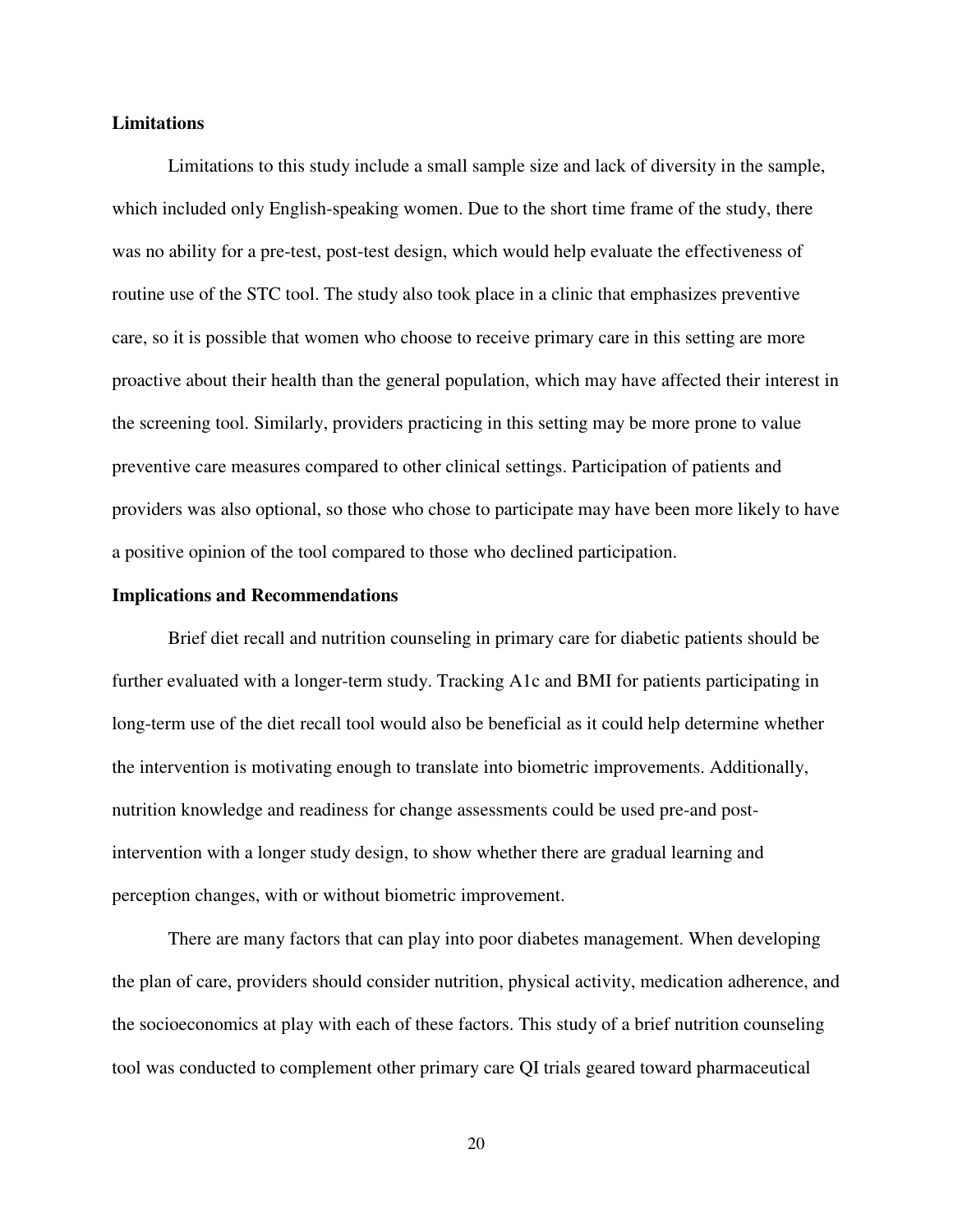## Limitations

Limitations to this study include a small sample size and lack of diversity in the sample, which included only English-speaking women. Due to the short time frame of the study, there was no ability for a pre-test, post-test design, which would help evaluate the effectiveness of routine use of the STC tool. The study also took place in a clinic that emphasizes preventive care, so it is possible that women who choose to receive primary care in this setting are more proactive about their health than the general population, which may have affected their interest in the screening tool. Similarly, providers practicing in this setting may be more prone to value preventive care measures compared to other clinical settings. Participation of patients and providers was also optional, so those who chose to participate may have been more likely to have a positive opinion of the tool compared to those who declined participation.

## Implications and Recommendations

Brief diet recall and nutrition counseling in primary care for diabetic patients should be further evaluated with a longer-term study. Tracking A1c and BMI for patients participating in long-term use of the diet recall tool would also be beneficial as it could help determine whether the intervention is motivating enough to translate into biometric improvements. Additionally, nutrition knowledge and readiness for change assessments could be used pre-and post-intervention with a longer study design, to show whether there are gradual learning and perception changes, with or without biometric improvement.

There are many factors that can play into poor diabetes management. When developing the plan of care, providers should consider nutrition, physical activity, medication adherence, and the socioeconomics at play with each of these factors. This study of a brief nutrition counseling tool was conducted to complement other primary care QI trials geared toward pharmaceutical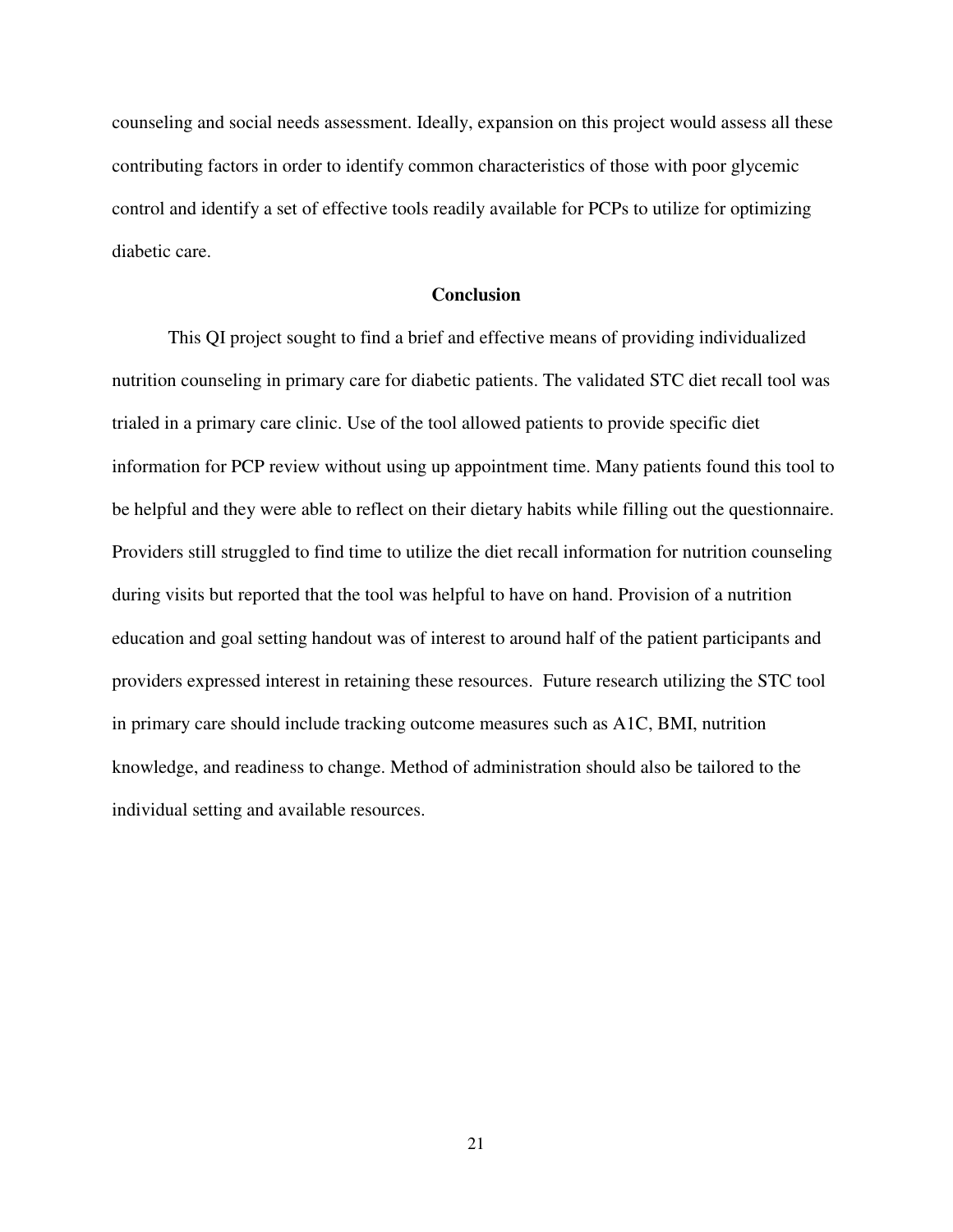counseling and social needs assessment. Ideally, expansion on this project would assess all these contributing factors in order to identify common characteristics of those with poor glycemic control and identify a set of effective tools readily available for PCPs to utilize for optimizing diabetic care.

## Conclusion

This QI project sought to find a brief and effective means of providing individualized nutrition counseling in primary care for diabetic patients. The validated STC diet recall tool was trialed in a primary care clinic. Use of the tool allowed patients to provide specific diet information for PCP review without using up appointment time. Many patients found this tool to be helpful and they were able to reflect on their dietary habits while filling out the questionnaire. Providers still struggled to find time to utilize the diet recall information for nutrition counseling during visits but reported that the tool was helpful to have on hand. Provision of a nutrition education and goal setting handout was of interest to around half of the patient participants and providers expressed interest in retaining these resources. Future research utilizing the STC tool in primary care should include tracking outcome measures such as A1C, BMI, nutrition knowledge, and readiness to change. Method of administration should also be tailored to the individual setting and available resources.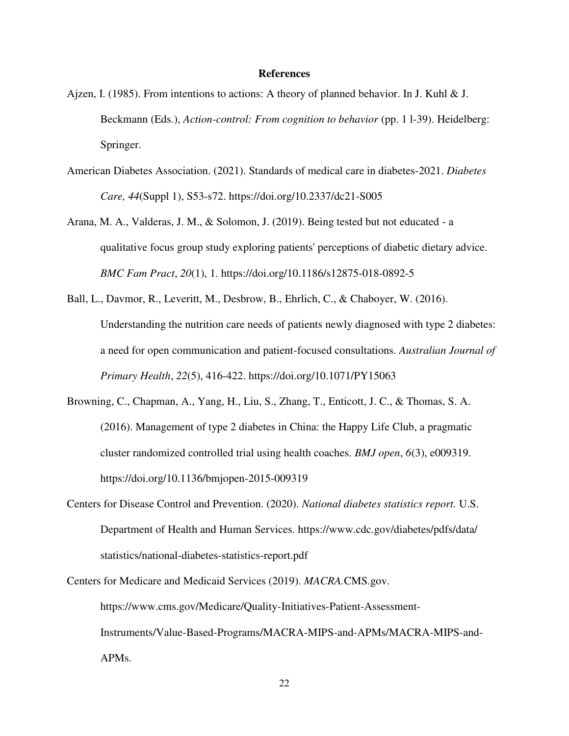# References

Ajzen, I. (1985). From intentions to actions: A theory of planned behavior. In J. Kuhl & J. Beckmann (Eds.), *Action-control: From cognition to behavior* (pp. 1 l-39). Heidelberg: Springer.

American Diabetes Association. (2021). Standards of medical care in diabetes-2021. *Diabetes Care, 44*(Suppl 1), S53-s72. https://doi.org/10.2337/dc21-S005

Arana, M. A., Valderas, J. M., & Solomon, J. (2019). Being tested but not educated - a qualitative focus group study exploring patients' perceptions of diabetic dietary advice. *BMC Fam Pract*, *20*(1), 1. https://doi.org/10.1186/s12875-018-0892-5

Ball, L., Davmor, R., Leveritt, M., Desbrow, B., Ehrlich, C., & Chaboyer, W. (2016). Understanding the nutrition care needs of patients newly diagnosed with type 2 diabetes: a need for open communication and patient-focused consultations. *Australian Journal of Primary Health*, *22*(5), 416-422. https://doi.org/10.1071/PY15063

Browning, C., Chapman, A., Yang, H., Liu, S., Zhang, T., Enticott, J. C., & Thomas, S. A. (2016). Management of type 2 diabetes in China: the Happy Life Club, a pragmatic cluster randomized controlled trial using health coaches. *BMJ open*, *6*(3), e009319. https://doi.org/10.1136/bmjopen-2015-009319

Centers for Disease Control and Prevention. (2020). *National diabetes statistics report.* U.S. Department of Health and Human Services. https://www.cdc.gov/diabetes/pdfs/data/statistics/national-diabetes-statistics-report.pdf

Centers for Medicare and Medicaid Services (2019). *MACRA.*CMS.gov. https://www.cms.gov/Medicare/Quality-Initiatives-Patient-Assessment-Instruments/Value-Based-Programs/MACRA-MIPS-and-APMs/MACRA-MIPS-and-APMs.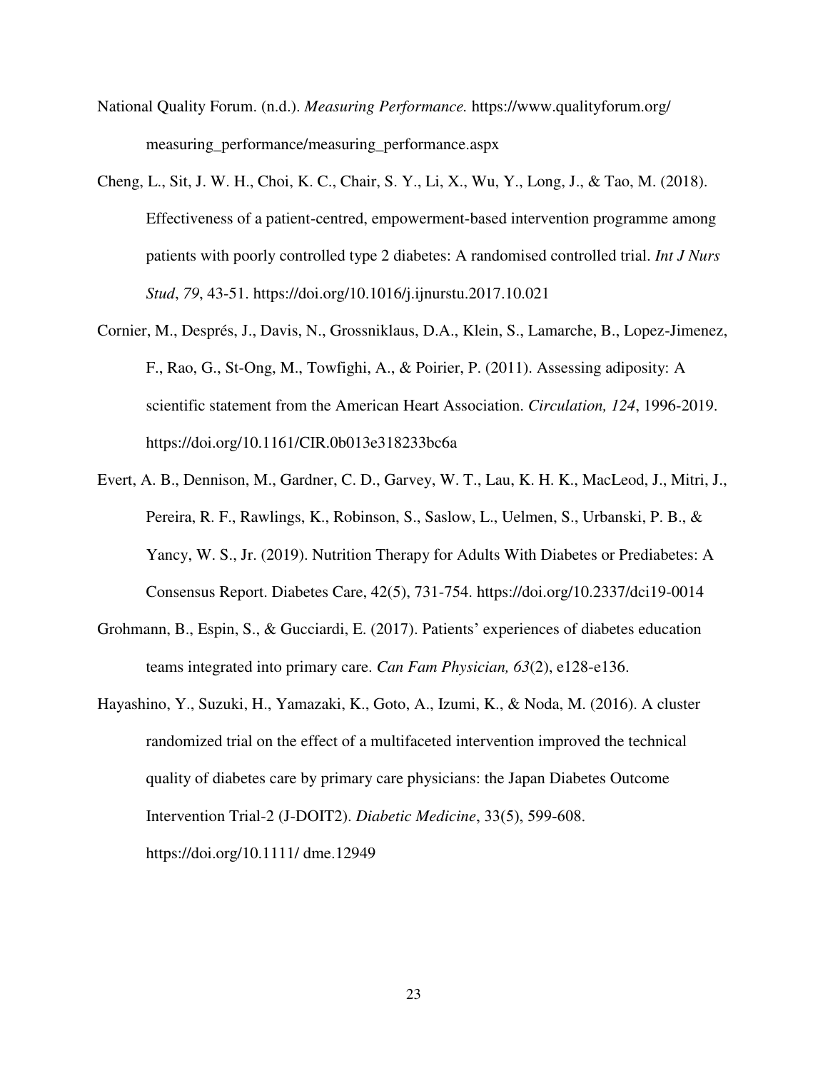National Quality Forum. (n.d.). *Measuring Performance.* https://www.qualityforum.org/measuring_performance/measuring_performance.aspx

Cheng, L., Sit, J. W. H., Choi, K. C., Chair, S. Y., Li, X., Wu, Y., Long, J., & Tao, M. (2018). Effectiveness of a patient-centred, empowerment-based intervention programme among patients with poorly controlled type 2 diabetes: A randomised controlled trial. *Int J Nurs Stud*, *79*, 43-51. https://doi.org/10.1016/j.ijnurstu.2017.10.021

Cornier, M., Després, J., Davis, N., Grossniklaus, D.A., Klein, S., Lamarche, B., Lopez-Jimenez, F., Rao, G., St-Ong, M., Towfighi, A., & Poirier, P. (2011). Assessing adiposity: A scientific statement from the American Heart Association. *Circulation, 124*, 1996-2019. https://doi.org/10.1161/CIR.0b013e318233bc6a

Evert, A. B., Dennison, M., Gardner, C. D., Garvey, W. T., Lau, K. H. K., MacLeod, J., Mitri, J., Pereira, R. F., Rawlings, K., Robinson, S., Saslow, L., Uelmen, S., Urbanski, P. B., & Yancy, W. S., Jr. (2019). Nutrition Therapy for Adults With Diabetes or Prediabetes: A Consensus Report. Diabetes Care, 42(5), 731-754. https://doi.org/10.2337/dci19-0014

Grohmann, B., Espin, S., & Gucciardi, E. (2017). Patients' experiences of diabetes education teams integrated into primary care. *Can Fam Physician, 63*(2), e128-e136.

Hayashino, Y., Suzuki, H., Yamazaki, K., Goto, A., Izumi, K., & Noda, M. (2016). A cluster randomized trial on the effect of a multifaceted intervention improved the technical quality of diabetes care by primary care physicians: the Japan Diabetes Outcome Intervention Trial-2 (J-DOIT2). *Diabetic Medicine*, 33(5), 599-608. https://doi.org/10.1111/ dme.12949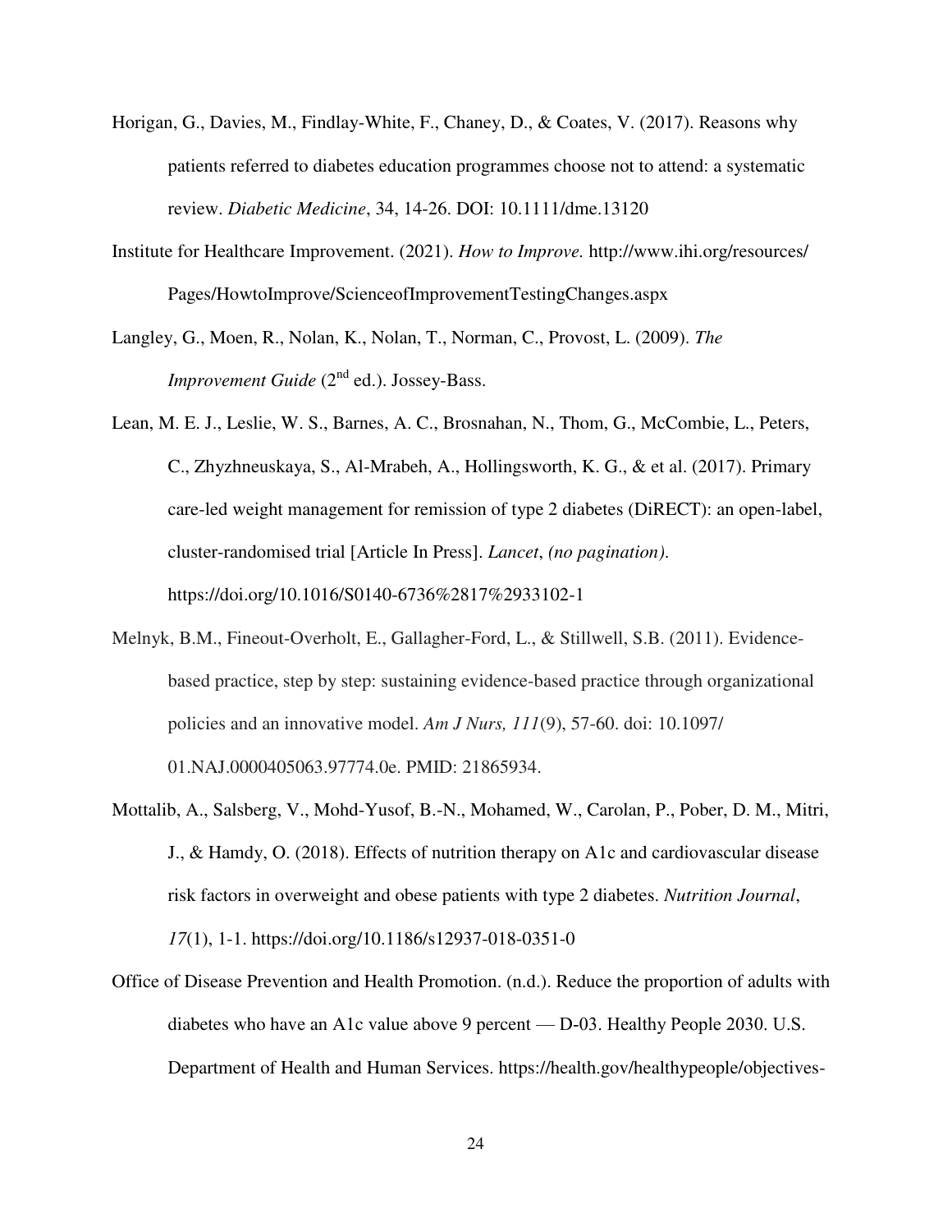Horigan, G., Davies, M., Findlay-White, F., Chaney, D., & Coates, V. (2017). Reasons why patients referred to diabetes education programmes choose not to attend: a systematic review. *Diabetic Medicine*, 34, 14-26. DOI: 10.1111/dme.13120

Institute for Healthcare Improvement. (2021). *How to Improve.* http://www.ihi.org/resources/Pages/HowtoImprove/ScienceofImprovementTestingChanges.aspx

Langley, G., Moen, R., Nolan, K., Nolan, T., Norman, C., Provost, L. (2009). *The Improvement Guide* (2nd ed.). Jossey-Bass.

Lean, M. E. J., Leslie, W. S., Barnes, A. C., Brosnahan, N., Thom, G., McCombie, L., Peters, C., Zhyzhneuskaya, S., Al-Mrabeh, A., Hollingsworth, K. G., & et al. (2017). Primary care-led weight management for remission of type 2 diabetes (DiRECT): an open-label, cluster-randomised trial [Article In Press]. *Lancet*, *(no pagination)*. https://doi.org/10.1016/S0140-6736%2817%2933102-1

Melnyk, B.M., Fineout-Overholt, E., Gallagher-Ford, L., & Stillwell, S.B. (2011). Evidence-based practice, step by step: sustaining evidence-based practice through organizational policies and an innovative model. *Am J Nurs, 111*(9), 57-60. doi: 10.1097/01.NAJ.0000405063.97774.0e. PMID: 21865934.

Mottalib, A., Salsberg, V., Mohd-Yusof, B.-N., Mohamed, W., Carolan, P., Pober, D. M., Mitri, J., & Hamdy, O. (2018). Effects of nutrition therapy on A1c and cardiovascular disease risk factors in overweight and obese patients with type 2 diabetes. *Nutrition Journal*, *17*(1), 1-1. https://doi.org/10.1186/s12937-018-0351-0

Office of Disease Prevention and Health Promotion. (n.d.). Reduce the proportion of adults with diabetes who have an A1c value above 9 percent — D-03. Healthy People 2030. U.S. Department of Health and Human Services. https://health.gov/healthypeople/objectives-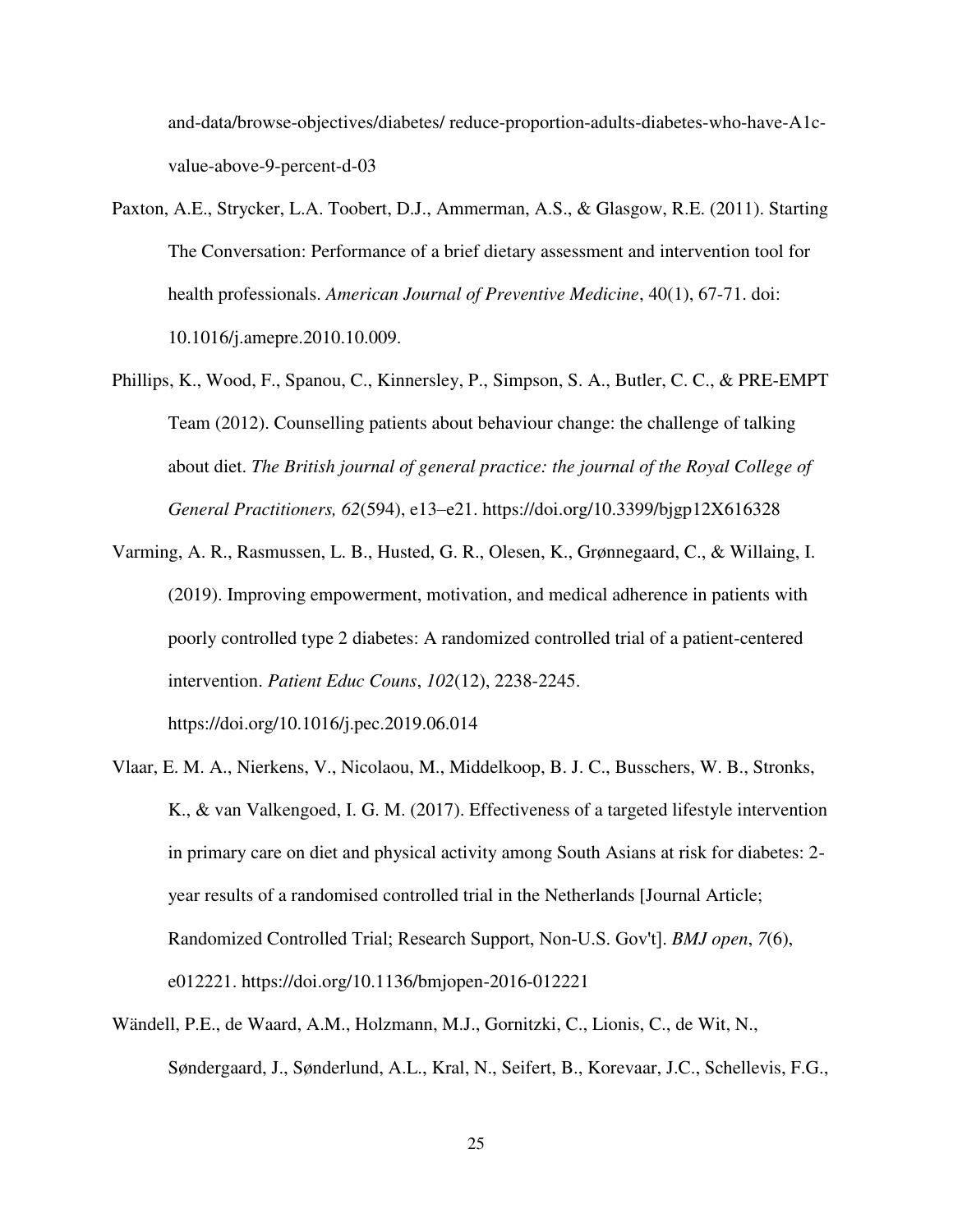and-data/browse-objectives/diabetes/ reduce-proportion-adults-diabetes-who-have-A1c-value-above-9-percent-d-03

Paxton, A.E., Strycker, L.A. Toobert, D.J., Ammerman, A.S., & Glasgow, R.E. (2011). Starting The Conversation: Performance of a brief dietary assessment and intervention tool for health professionals. *American Journal of Preventive Medicine*, 40(1), 67-71. doi: 10.1016/j.amepre.2010.10.009.

Phillips, K., Wood, F., Spanou, C., Kinnersley, P., Simpson, S. A., Butler, C. C., & PRE-EMPT Team (2012). Counselling patients about behaviour change: the challenge of talking about diet. *The British journal of general practice: the journal of the Royal College of General Practitioners, 62*(594), e13–e21. https://doi.org/10.3399/bjgp12X616328

Varming, A. R., Rasmussen, L. B., Husted, G. R., Olesen, K., Grønnegaard, C., & Willaing, I. (2019). Improving empowerment, motivation, and medical adherence in patients with poorly controlled type 2 diabetes: A randomized controlled trial of a patient-centered intervention. *Patient Educ Couns*, *102*(12), 2238-2245. https://doi.org/10.1016/j.pec.2019.06.014

Vlaar, E. M. A., Nierkens, V., Nicolaou, M., Middelkoop, B. J. C., Busschers, W. B., Stronks, K., & van Valkengoed, I. G. M. (2017). Effectiveness of a targeted lifestyle intervention in primary care on diet and physical activity among South Asians at risk for diabetes: 2-year results of a randomised controlled trial in the Netherlands [Journal Article; Randomized Controlled Trial; Research Support, Non-U.S. Gov't]. *BMJ open*, *7*(6), e012221. https://doi.org/10.1136/bmjopen-2016-012221

Wändell, P.E., de Waard, A.M., Holzmann, M.J., Gornitzki, C., Lionis, C., de Wit, N., Søndergaard, J., Sønderlund, A.L., Kral, N., Seifert, B., Korevaar, J.C., Schellevis, F.G.,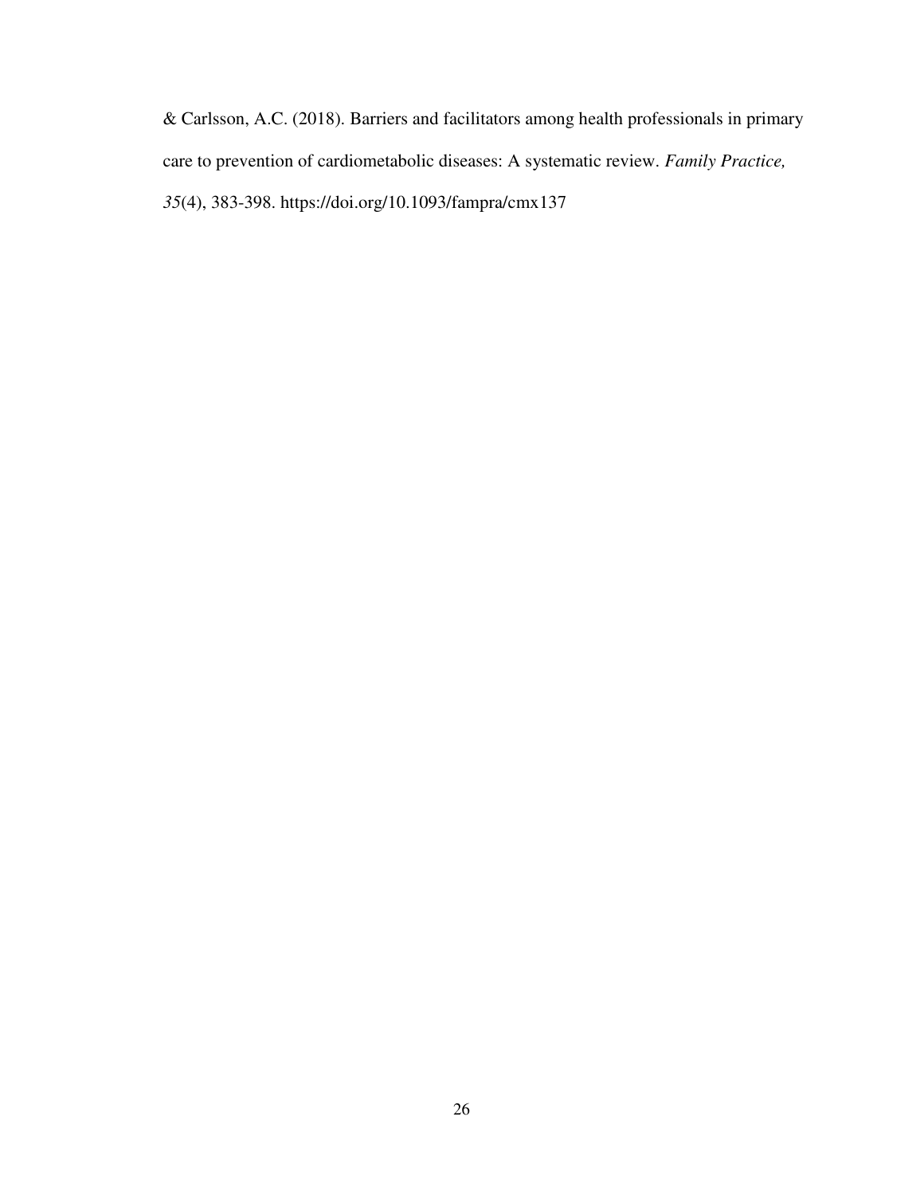& Carlsson, A.C. (2018). Barriers and facilitators among health professionals in primary care to prevention of cardiometabolic diseases: A systematic review. *Family Practice, 35*(4), 383-398. https://doi.org/10.1093/fampra/cmx137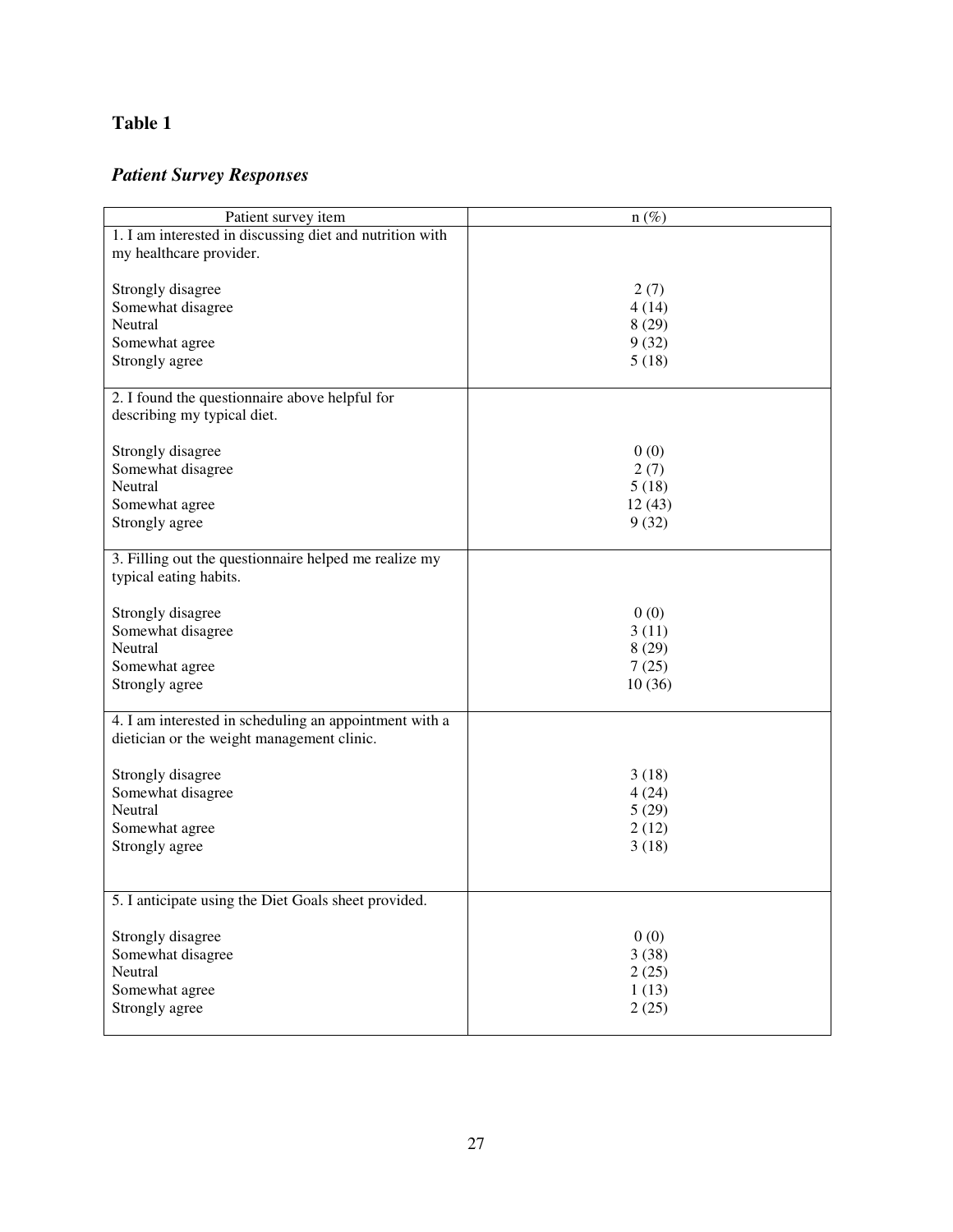**Table 1**

***Patient Survey Responses***

| Patient survey item | n (%) |
|---|---|
| 1. I am interested in discussing diet and nutrition with my healthcare provider. | |
| Strongly disagree | 2 (7) |
| Somewhat disagree | 4 (14) |
| Neutral | 8 (29) |
| Somewhat agree | 9 (32) |
| Strongly agree | 5 (18) |
| 2. I found the questionnaire above helpful for describing my typical diet. | |
| Strongly disagree | 0 (0) |
| Somewhat disagree | 2 (7) |
| Neutral | 5 (18) |
| Somewhat agree | 12 (43) |
| Strongly agree | 9 (32) |
| 3. Filling out the questionnaire helped me realize my typical eating habits. | |
| Strongly disagree | 0 (0) |
| Somewhat disagree | 3 (11) |
| Neutral | 8 (29) |
| Somewhat agree | 7 (25) |
| Strongly agree | 10 (36) |
| 4. I am interested in scheduling an appointment with a dietician or the weight management clinic. | |
| Strongly disagree | 3 (18) |
| Somewhat disagree | 4 (24) |
| Neutral | 5 (29) |
| Somewhat agree | 2 (12) |
| Strongly agree | 3 (18) |
| 5. I anticipate using the Diet Goals sheet provided. | |
| Strongly disagree | 0 (0) |
| Somewhat disagree | 3 (38) |
| Neutral | 2 (25) |
| Somewhat agree | 1 (13) |
| Strongly agree | 2 (25) |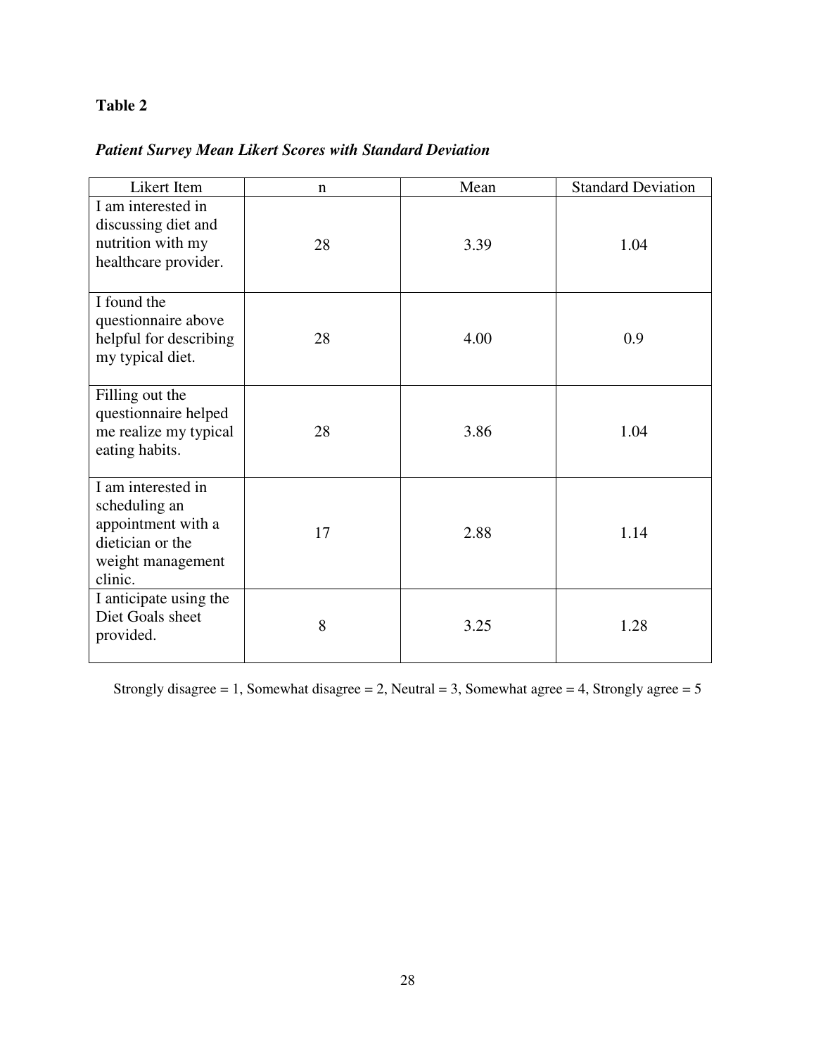**Table 2**

***Patient Survey Mean Likert Scores with Standard Deviation***

| Likert Item | n | Mean | Standard Deviation |
|---|---|---|---|
| I am interested in discussing diet and nutrition with my healthcare provider. | 28 | 3.39 | 1.04 |
| I found the questionnaire above helpful for describing my typical diet. | 28 | 4.00 | 0.9 |
| Filling out the questionnaire helped me realize my typical eating habits. | 28 | 3.86 | 1.04 |
| I am interested in scheduling an appointment with a dietician or the weight management clinic. | 17 | 2.88 | 1.14 |
| I anticipate using the Diet Goals sheet provided. | 8 | 3.25 | 1.28 |

Strongly disagree = 1, Somewhat disagree = 2, Neutral = 3, Somewhat agree = 4, Strongly agree = 5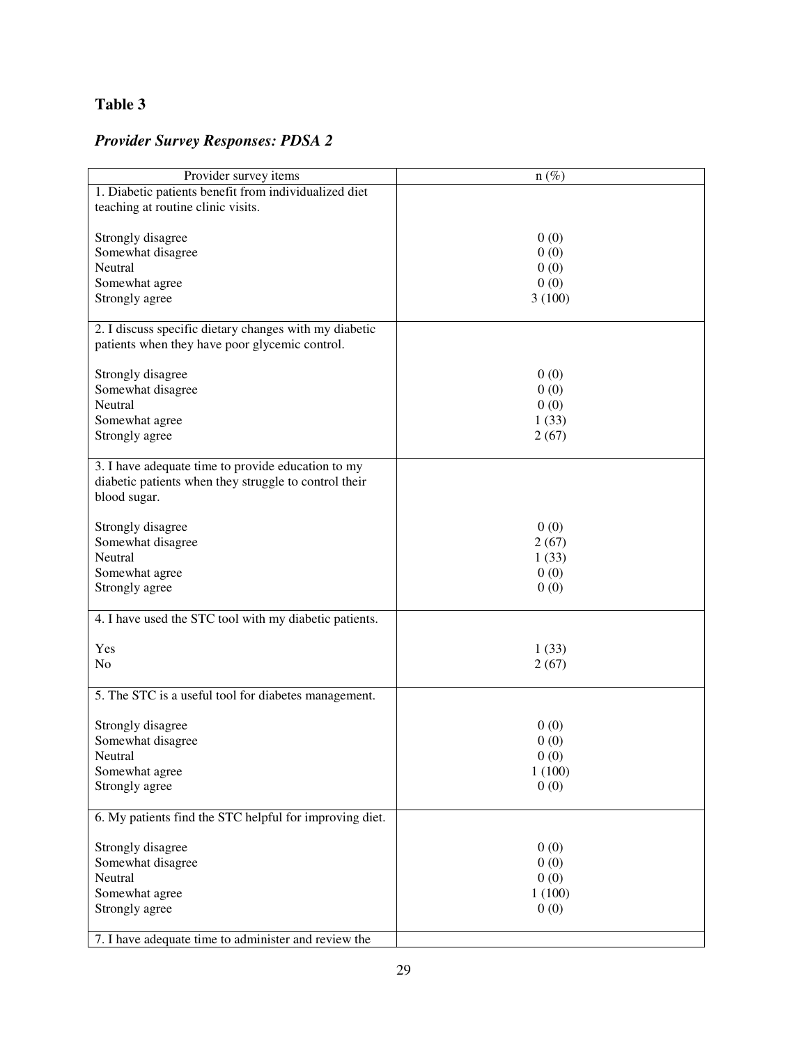**Table 3**

***Provider Survey Responses: PDSA 2***

| Provider survey items | n (%) |
|---|---|
| 1. Diabetic patients benefit from individualized diet teaching at routine clinic visits. | |
| Strongly disagree | 0 (0) |
| Somewhat disagree | 0 (0) |
| Neutral | 0 (0) |
| Somewhat agree | 0 (0) |
| Strongly agree | 3 (100) |
| 2. I discuss specific dietary changes with my diabetic patients when they have poor glycemic control. | |
| Strongly disagree | 0 (0) |
| Somewhat disagree | 0 (0) |
| Neutral | 0 (0) |
| Somewhat agree | 1 (33) |
| Strongly agree | 2 (67) |
| 3. I have adequate time to provide education to my diabetic patients when they struggle to control their blood sugar. | |
| Strongly disagree | 0 (0) |
| Somewhat disagree | 2 (67) |
| Neutral | 1 (33) |
| Somewhat agree | 0 (0) |
| Strongly agree | 0 (0) |
| 4. I have used the STC tool with my diabetic patients. | |
| Yes | 1 (33) |
| No | 2 (67) |
| 5. The STC is a useful tool for diabetes management. | |
| Strongly disagree | 0 (0) |
| Somewhat disagree | 0 (0) |
| Neutral | 0 (0) |
| Somewhat agree | 1 (100) |
| Strongly agree | 0 (0) |
| 6. My patients find the STC helpful for improving diet. | |
| Strongly disagree | 0 (0) |
| Somewhat disagree | 0 (0) |
| Neutral | 0 (0) |
| Somewhat agree | 1 (100) |
| Strongly agree | 0 (0) |
| 7. I have adequate time to administer and review the | |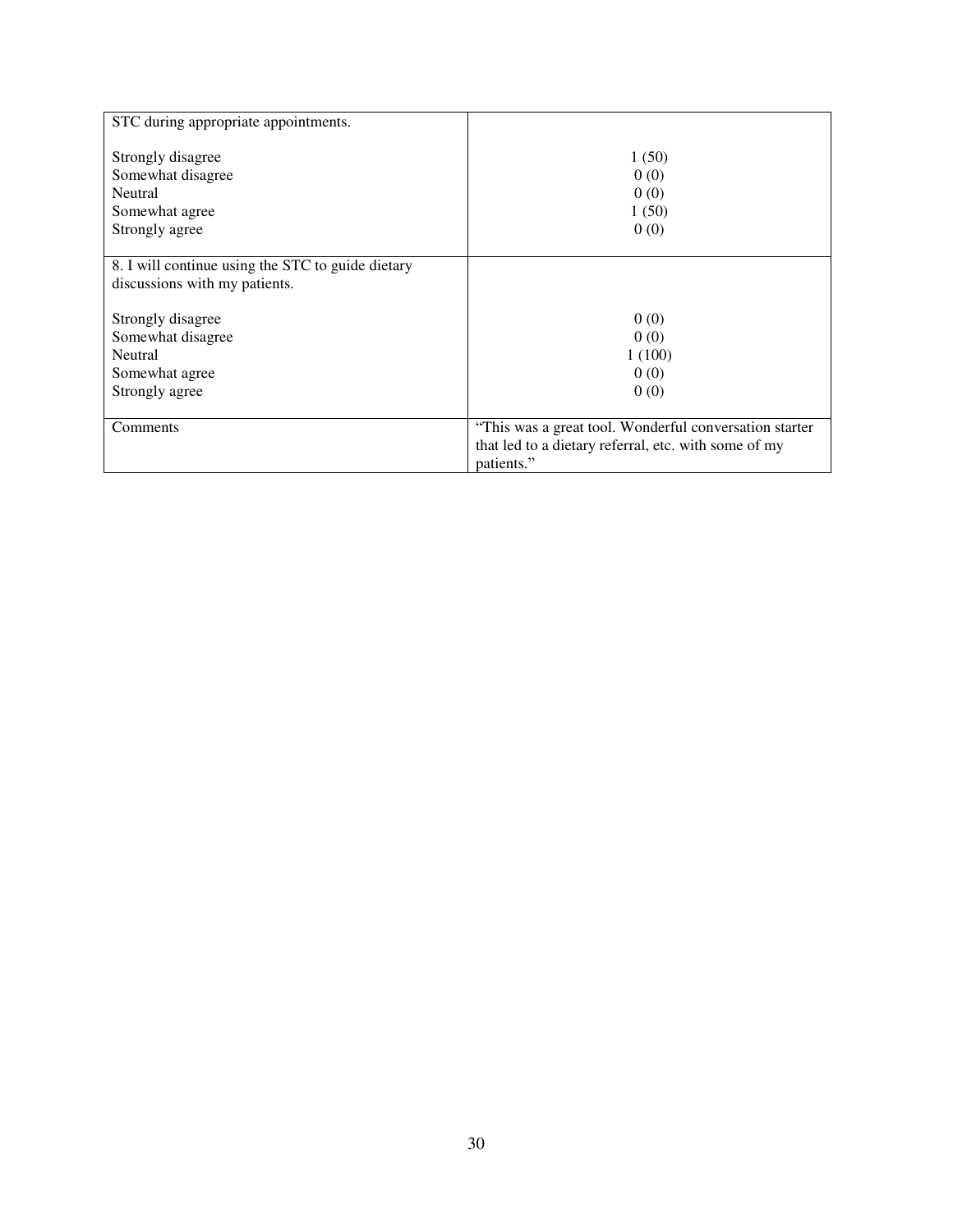| | |
|---|---|
| STC during appropriate appointments.<br><br>Strongly disagree<br>Somewhat disagree<br>Neutral<br>Somewhat agree<br>Strongly agree | <br><br>1 (50)<br>0 (0)<br>0 (0)<br>1 (50)<br>0 (0) |
| 8. I will continue using the STC to guide dietary discussions with my patients.<br><br>Strongly disagree<br>Somewhat disagree<br>Neutral<br>Somewhat agree<br>Strongly agree | <br><br><br>0 (0)<br>0 (0)<br>1 (100)<br>0 (0)<br>0 (0) |
| Comments | "This was a great tool. Wonderful conversation starter that led to a dietary referral, etc. with some of my patients." |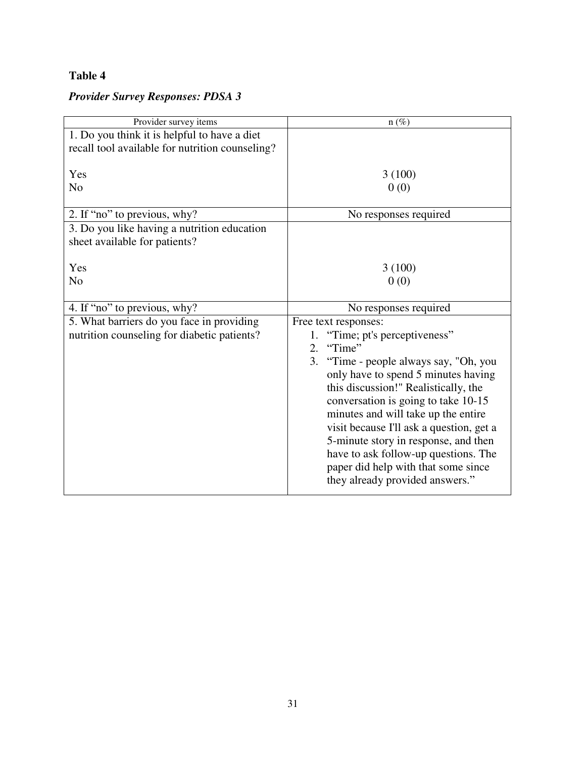**Table 4**

***Provider Survey Responses: PDSA 3***

| Provider survey items | n (%) |
|---|---|
| 1. Do you think it is helpful to have a diet recall tool available for nutrition counseling? | |
| Yes | 3 (100) |
| No | 0 (0) |
| 2. If "no" to previous, why? | No responses required |
| 3. Do you like having a nutrition education sheet available for patients? | |
| Yes | 3 (100) |
| No | 0 (0) |
| 4. If "no" to previous, why? | No responses required |
| 5. What barriers do you face in providing nutrition counseling for diabetic patients? | Free text responses: 1. "Time; pt's perceptiveness" 2. "Time" 3. "Time - people always say, "Oh, you only have to spend 5 minutes having this discussion!" Realistically, the conversation is going to take 10-15 minutes and will take up the entire visit because I'll ask a question, get a 5-minute story in response, and then have to ask follow-up questions. The paper did help with that some since they already provided answers." |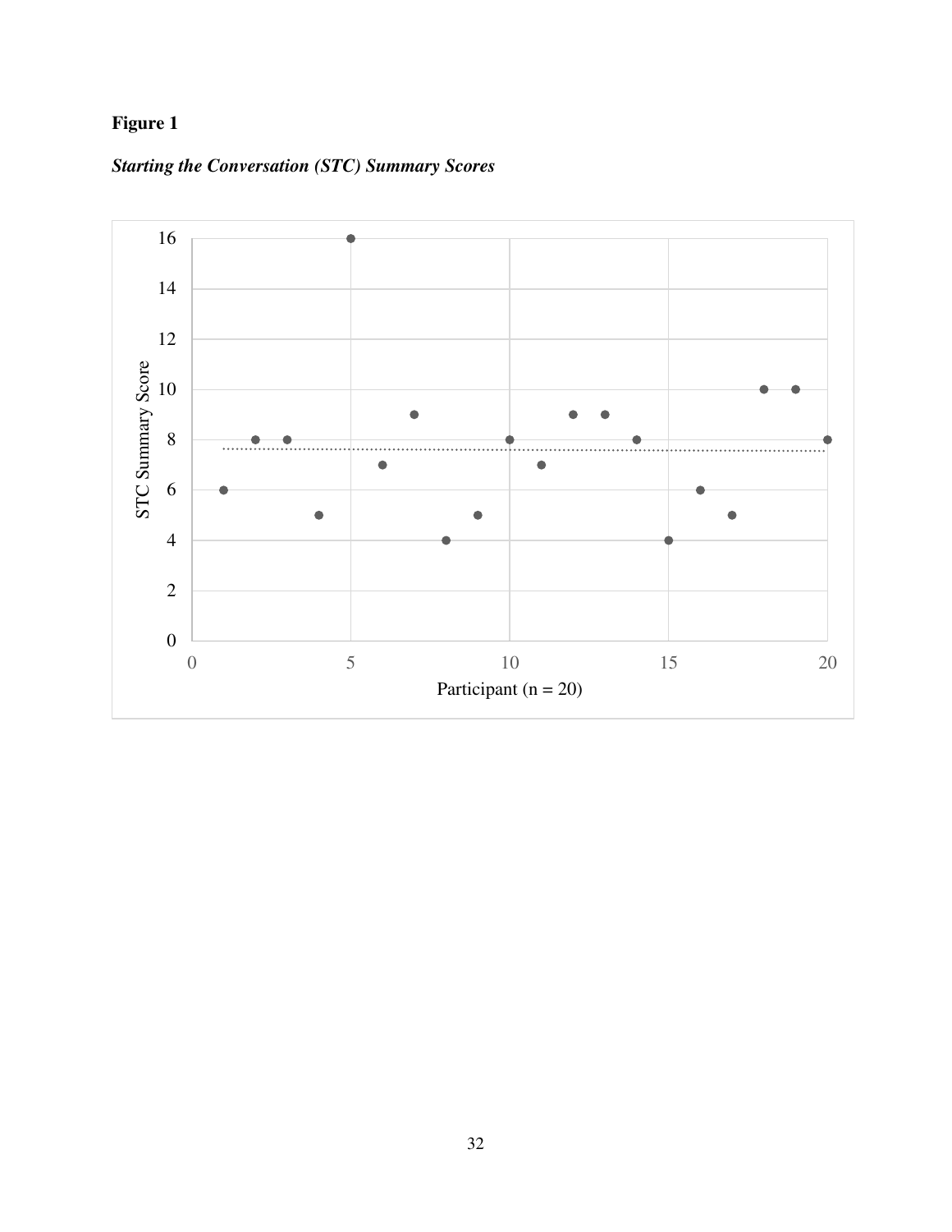**Figure 1**

***Starting the Conversation (STC) Summary Scores***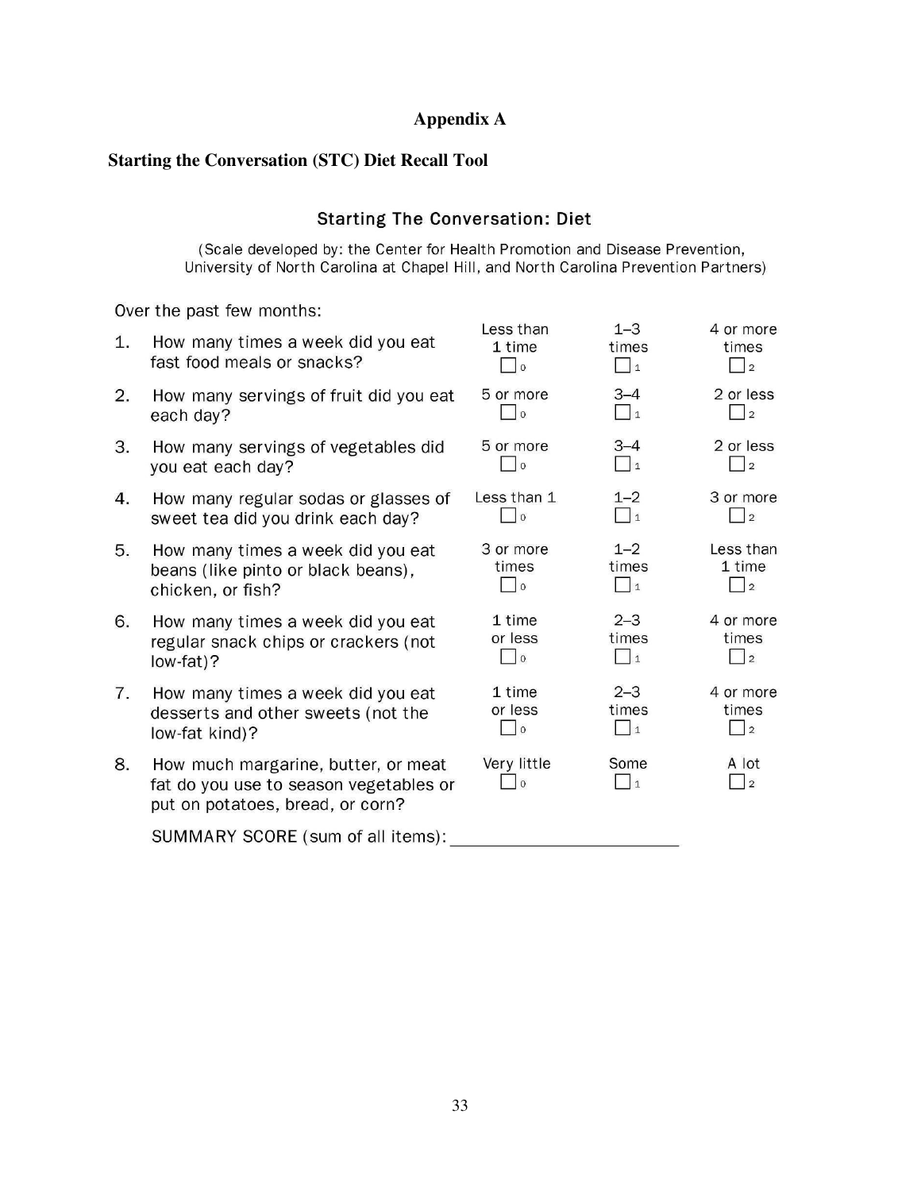# Appendix A

## Starting the Conversation (STC) Diet Recall Tool

### Starting The Conversation: Diet

(Scale developed by: the Center for Health Promotion and Disease Prevention, University of North Carolina at Chapel Hill, and North Carolina Prevention Partners)

Over the past few months:

| | | | | |
|---|---|---|---|---|
| 1. | How many times a week did you eat fast food meals or snacks? | Less than 1 time ☐ 0 | 1–3 times ☐ 1 | 4 or more times ☐ 2 |
| 2. | How many servings of fruit did you eat each day? | 5 or more ☐ 0 | 3–4 ☐ 1 | 2 or less ☐ 2 |
| 3. | How many servings of vegetables did you eat each day? | 5 or more ☐ 0 | 3–4 ☐ 1 | 2 or less ☐ 2 |
| 4. | How many regular sodas or glasses of sweet tea did you drink each day? | Less than 1 ☐ 0 | 1–2 ☐ 1 | 3 or more ☐ 2 |
| 5. | How many times a week did you eat beans (like pinto or black beans), chicken, or fish? | 3 or more times ☐ 0 | 1–2 times ☐ 1 | Less than 1 time ☐ 2 |
| 6. | How many times a week did you eat regular snack chips or crackers (not low-fat)? | 1 time or less ☐ 0 | 2–3 times ☐ 1 | 4 or more times ☐ 2 |
| 7. | How many times a week did you eat desserts and other sweets (not the low-fat kind)? | 1 time or less ☐ 0 | 2–3 times ☐ 1 | 4 or more times ☐ 2 |
| 8. | How much margarine, butter, or meat fat do you use to season vegetables or put on potatoes, bread, or corn? | Very little ☐ 0 | Some ☐ 1 | A lot ☐ 2 |

SUMMARY SCORE (sum of all items): ________________________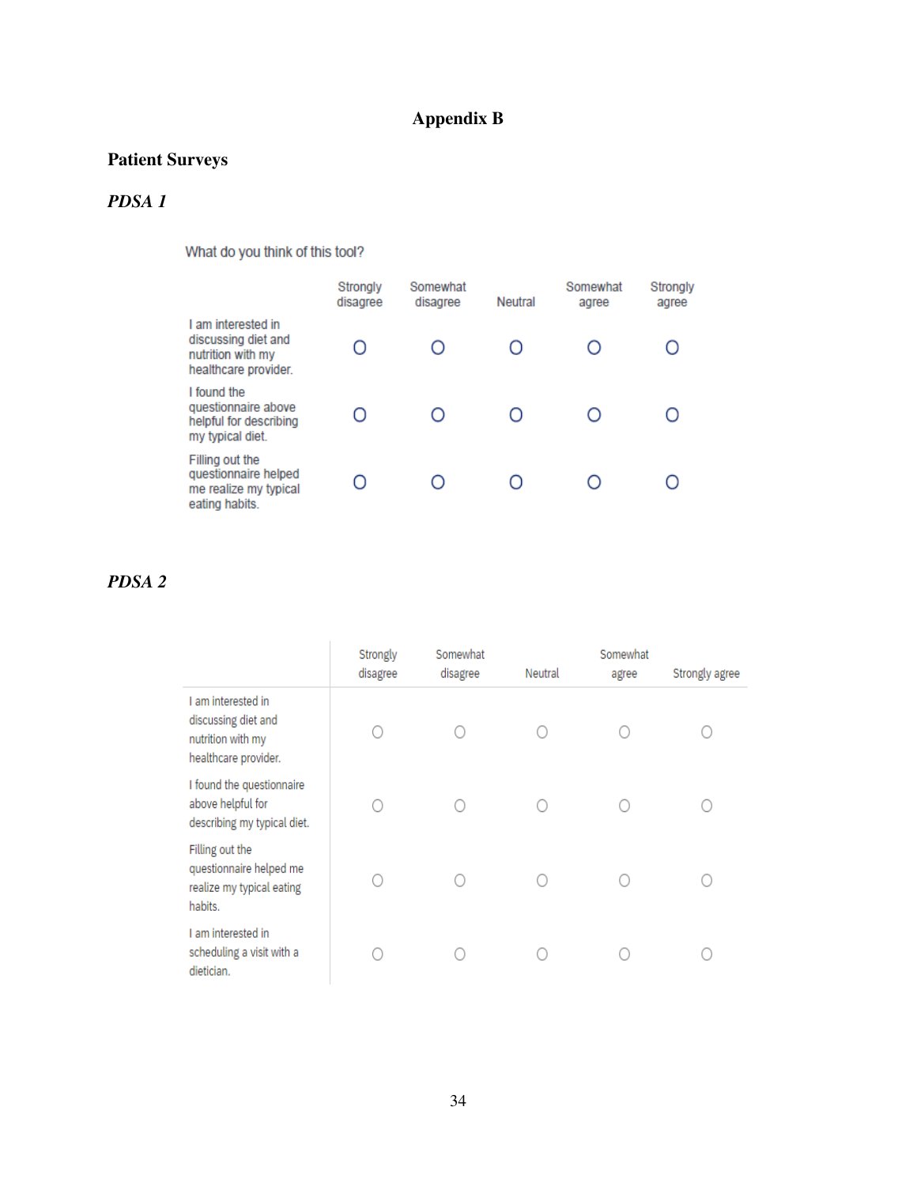# Appendix B

## Patient Surveys

### *PDSA 1*

What do you think of this tool?

| | Strongly disagree | Somewhat disagree | Neutral | Somewhat agree | Strongly agree |
|---|---|---|---|---|---|
| I am interested in discussing diet and nutrition with my healthcare provider. | O | O | O | O | O |
| I found the questionnaire above helpful for describing my typical diet. | O | O | O | O | O |
| Filling out the questionnaire helped me realize my typical eating habits. | O | O | O | O | O |

### *PDSA 2*

| | Strongly disagree | Somewhat disagree | Neutral | Somewhat agree | Strongly agree |
|---|---|---|---|---|---|
| I am interested in discussing diet and nutrition with my healthcare provider. | O | O | O | O | O |
| I found the questionnaire above helpful for describing my typical diet. | O | O | O | O | O |
| Filling out the questionnaire helped me realize my typical eating habits. | O | O | O | O | O |
| I am interested in scheduling a visit with a dietician. | O | O | O | O | O |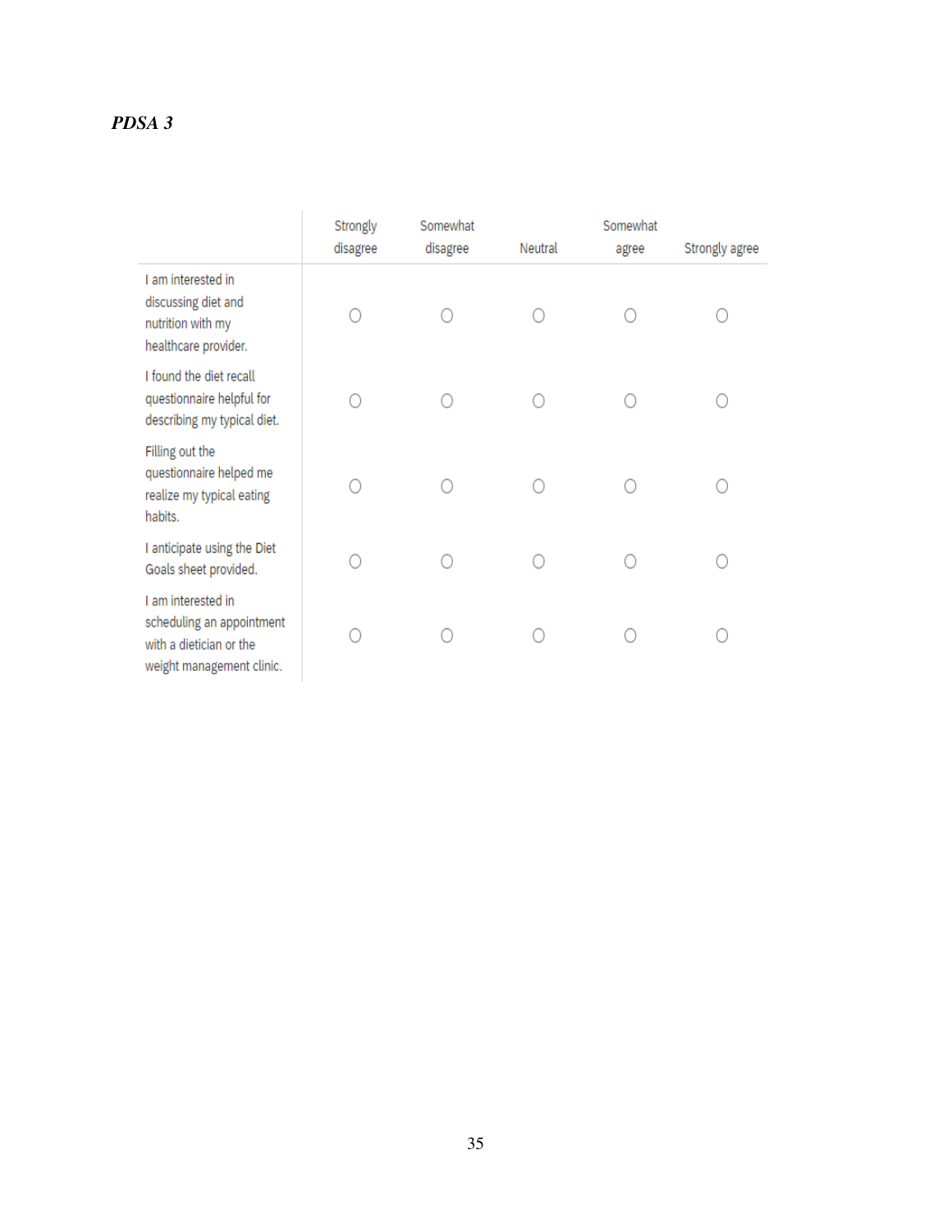*PDSA 3*

| | Strongly disagree | Somewhat disagree | Neutral | Somewhat agree | Strongly agree |
|---|---|---|---|---|---|
| I am interested in discussing diet and nutrition with my healthcare provider. | ○ | ○ | ○ | ○ | ○ |
| I found the diet recall questionnaire helpful for describing my typical diet. | ○ | ○ | ○ | ○ | ○ |
| Filling out the questionnaire helped me realize my typical eating habits. | ○ | ○ | ○ | ○ | ○ |
| I anticipate using the Diet Goals sheet provided. | ○ | ○ | ○ | ○ | ○ |
| I am interested in scheduling an appointment with a dietician or the weight management clinic. | ○ | ○ | ○ | ○ | ○ |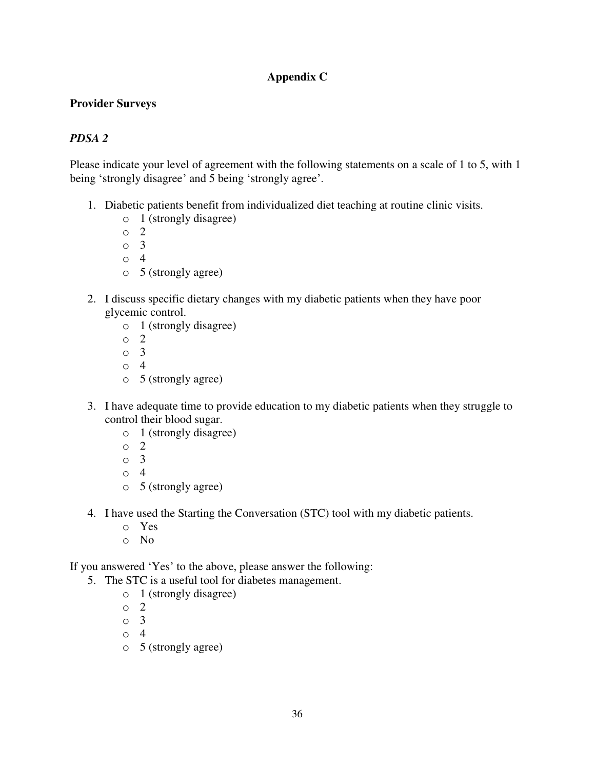# Appendix C

## Provider Surveys

### *PDSA 2*

Please indicate your level of agreement with the following statements on a scale of 1 to 5, with 1 being 'strongly disagree' and 5 being 'strongly agree'.

1. Diabetic patients benefit from individualized diet teaching at routine clinic visits.
   - 1 (strongly disagree)
   - 2
   - 3
   - 4
   - 5 (strongly agree)

2. I discuss specific dietary changes with my diabetic patients when they have poor glycemic control.
   - 1 (strongly disagree)
   - 2
   - 3
   - 4
   - 5 (strongly agree)

3. I have adequate time to provide education to my diabetic patients when they struggle to control their blood sugar.
   - 1 (strongly disagree)
   - 2
   - 3
   - 4
   - 5 (strongly agree)

4. I have used the Starting the Conversation (STC) tool with my diabetic patients.
   - Yes
   - No

If you answered 'Yes' to the above, please answer the following:

5. The STC is a useful tool for diabetes management.
   - 1 (strongly disagree)
   - 2
   - 3
   - 4
   - 5 (strongly agree)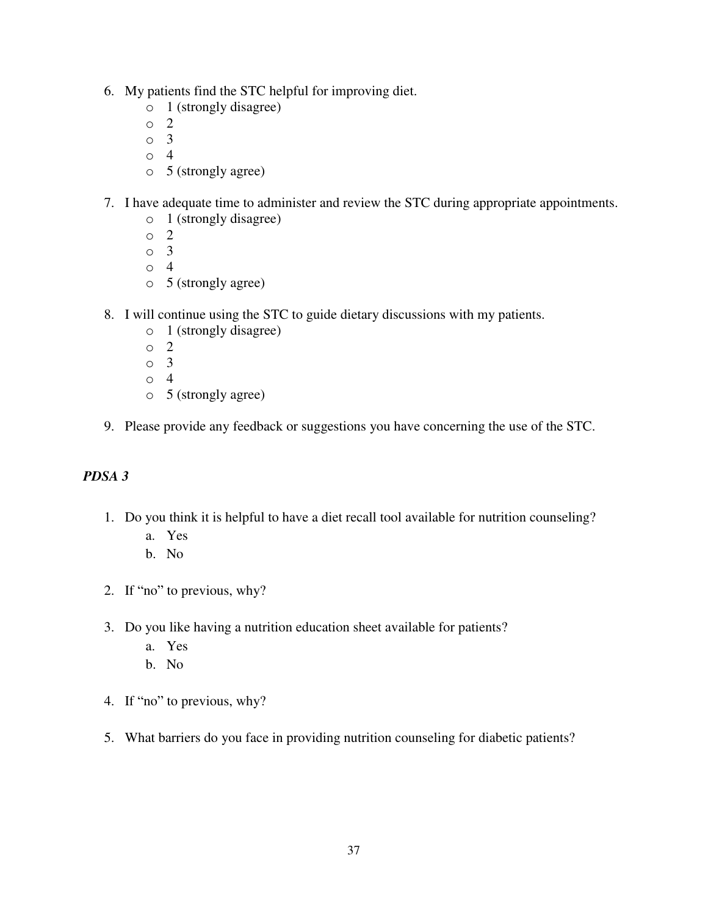6. My patients find the STC helpful for improving diet.
    - 1 (strongly disagree)
    - 2
    - 3
    - 4
    - 5 (strongly agree)

7. I have adequate time to administer and review the STC during appropriate appointments.
    - 1 (strongly disagree)
    - 2
    - 3
    - 4
    - 5 (strongly agree)

8. I will continue using the STC to guide dietary discussions with my patients.
    - 1 (strongly disagree)
    - 2
    - 3
    - 4
    - 5 (strongly agree)

9. Please provide any feedback or suggestions you have concerning the use of the STC.

***PDSA 3***

1. Do you think it is helpful to have a diet recall tool available for nutrition counseling?
    a. Yes
    b. No

2. If "no" to previous, why?

3. Do you like having a nutrition education sheet available for patients?
    a. Yes
    b. No

4. If "no" to previous, why?

5. What barriers do you face in providing nutrition counseling for diabetic patients?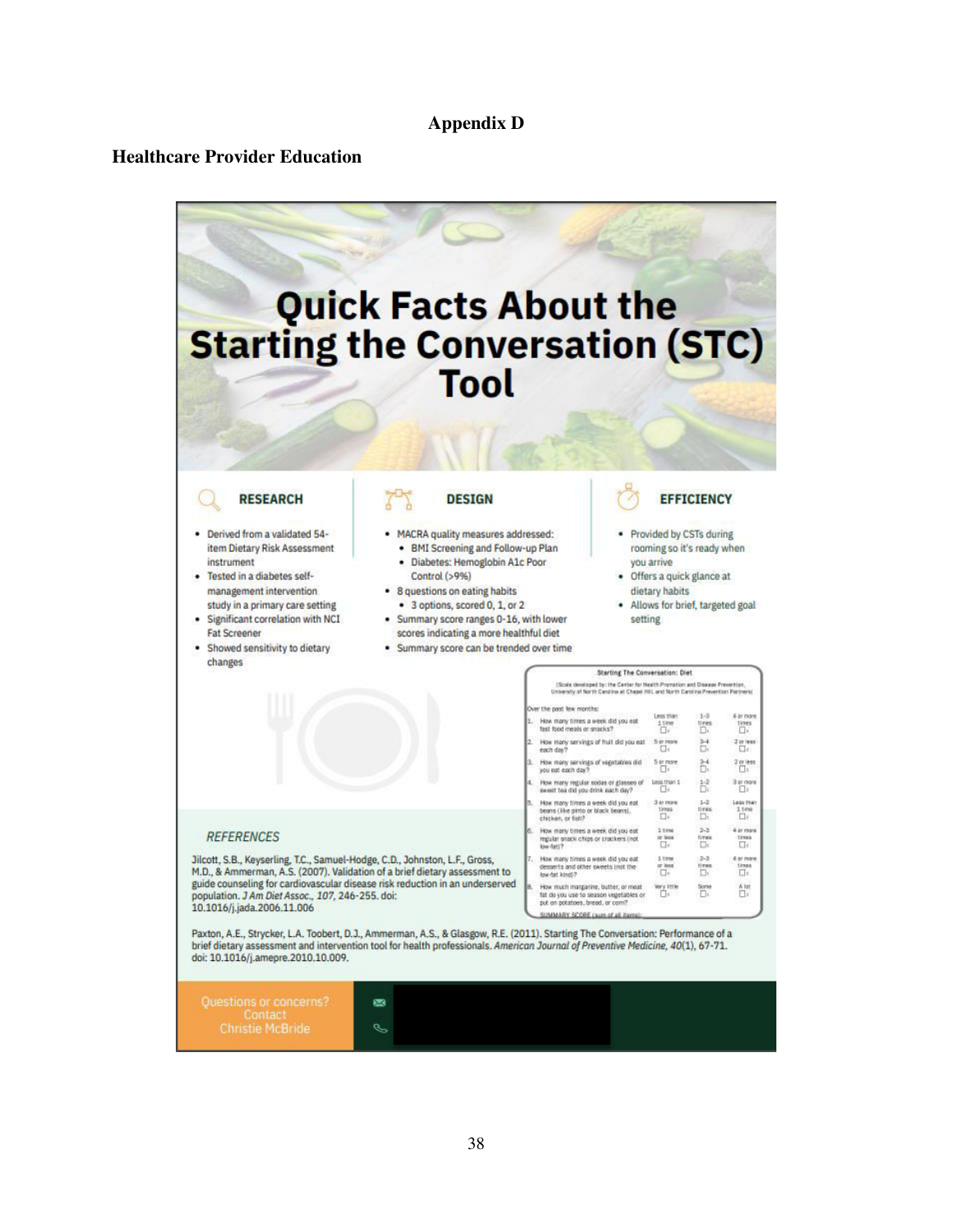# Appendix D

## Healthcare Provider Education

# Quick Facts About the Starting the Conversation (STC) Tool

### RESEARCH

- Derived from a validated 54-item Dietary Risk Assessment instrument
- Tested in a diabetes self-management intervention study in a primary care setting
- Significant correlation with NCI Fat Screener
- Showed sensitivity to dietary changes

### DESIGN

- MACRA quality measures addressed:
  - BMI Screening and Follow-up Plan
  - Diabetes: Hemoglobin A1c Poor Control (>9%)
- 8 questions on eating habits
  - 3 options, scored 0, 1, or 2
- Summary score ranges 0-16, with lower scores indicating a more healthful diet
- Summary score can be trended over time

### EFFICIENCY

- Provided by CSTs during rooming so it's ready when you arrive
- Offers a quick glance at dietary habits
- Allows for brief, targeted goal setting

**Starting The Conversation: Diet**

(Scale developed by: the Center for Health Promotion and Disease Prevention, University of North Carolina at Chapel Hill, and North Carolina Prevention Partners)

Over the past few months:

| | | | | |
|---|---|---|---|---|
| 1. | How many times a week did you eat fast food meals or snacks? | Less than 1 time ☐0 | 1-3 times ☐1 | 4 or more times ☐2 |
| 2. | How many servings of fruit did you eat each day? | 5 or more ☐0 | 3-4 ☐1 | 2 or less ☐2 |
| 3. | How many servings of vegetables did you eat each day? | 5 or more ☐0 | 3-4 ☐1 | 2 or less ☐2 |
| 4. | How many regular sodas or glasses of sweet tea did you drink each day? | Less than 1 ☐0 | 1-2 ☐1 | 3 or more ☐2 |
| 5. | How many times a week did you eat beans (like pinto or black beans), chicken, or fish? | 3 or more times ☐0 | 1-2 times ☐1 | Less than 1 time ☐2 |
| 6. | How many times a week did you eat regular snack chips or crackers (not low-fat)? | 1 time or less ☐0 | 2-3 times ☐1 | 4 or more times ☐2 |
| 7. | How many times a week did you eat desserts and other sweets (not the low-fat kind)? | 1 time or less ☐0 | 2-3 times ☐1 | 4 or more times ☐2 |
| 8. | How much margarine, butter, or meat fat do you use to season vegetables or put on potatoes, bread, or corn? | Very little ☐0 | Some ☐1 | A lot ☐2 |

SUMMARY SCORE (sum of all items):

### REFERENCES

Jilcott, S.B., Keyserling, T.C., Samuel-Hodge, C.D., Johnston, L.F., Gross, M.D., & Ammerman, A.S. (2007). Validation of a brief dietary assessment to guide counseling for cardiovascular disease risk reduction in an underserved population. *J Am Diet Assoc., 107*, 246-255. doi: 10.1016/j.jada.2006.11.006

Paxton, A.E., Strycker, L.A. Toobert, D.J., Ammerman, A.S., & Glasgow, R.E. (2011). Starting The Conversation: Performance of a brief dietary assessment and intervention tool for health professionals. *American Journal of Preventive Medicine, 40*(1), 67-71. doi: 10.1016/j.amepre.2010.10.009.

Questions or concerns? Contact Christie McBride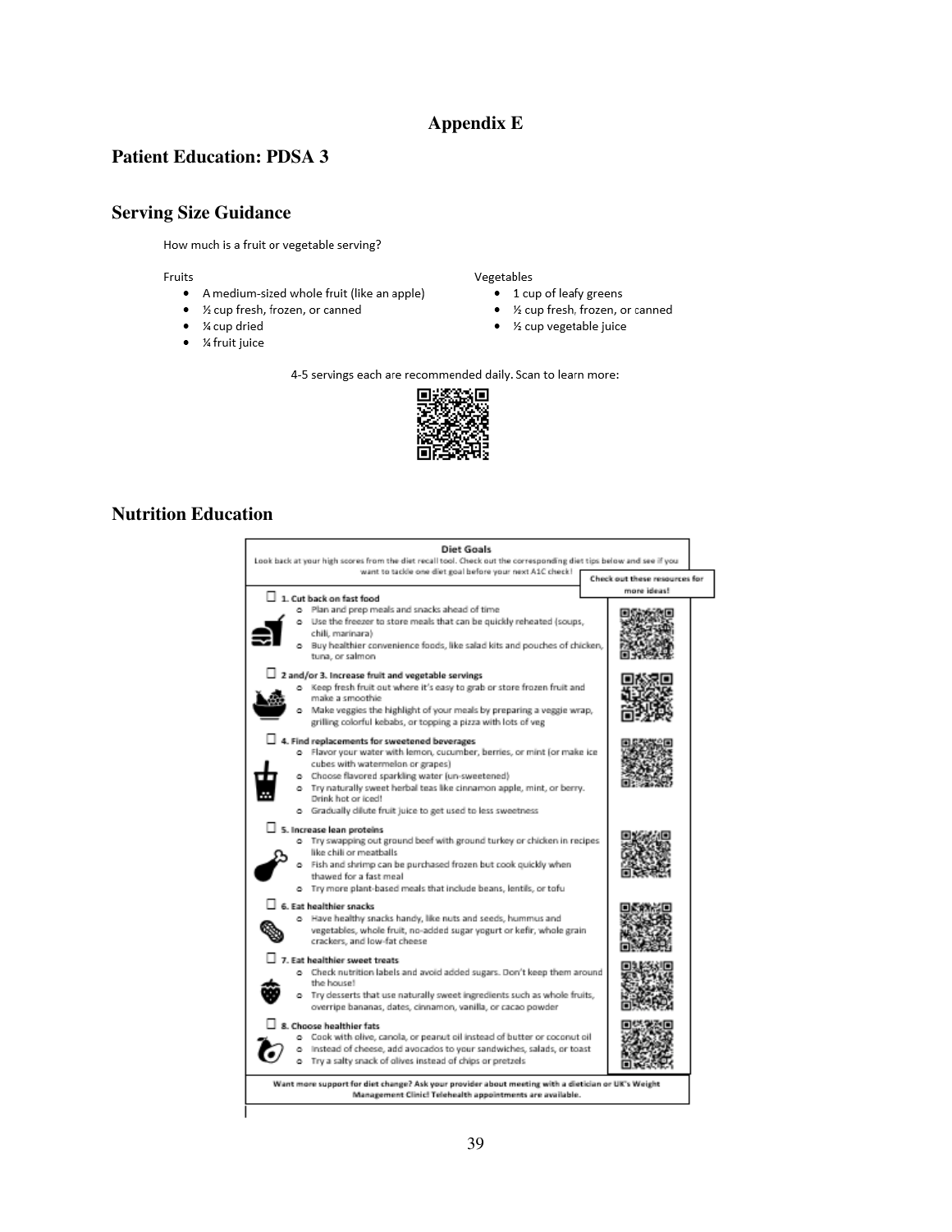# Appendix E

## Patient Education: PDSA 3

## Serving Size Guidance

How much is a fruit or vegetable serving?

Fruits

- A medium-sized whole fruit (like an apple)
- ½ cup fresh, frozen, or canned
- ¼ cup dried
- ¼ fruit juice

Vegetables

- 1 cup of leafy greens
- ½ cup fresh, frozen, or canned
- ½ cup vegetable juice

4-5 servings each are recommended daily. Scan to learn more:

## Nutrition Education

**Diet Goals**

Look back at your high scores from the diet recall tool. Check out the corresponding diet tips below and see if you want to tackle one diet goal before your next A1C check!

**Check out these resources for more ideas!**

☐ **1. Cut back on fast food**

- Plan and prep meals and snacks ahead of time
- Use the freezer to store meals that can be quickly reheated (soups, chili, marinara)
- Buy healthier convenience foods, like salad kits and pouches of chicken, tuna, or salmon

☐ **2 and/or 3. Increase fruit and vegetable servings**

- Keep fresh fruit out where it's easy to grab or store frozen fruit and make a smoothie
- Make veggies the highlight of your meals by preparing a veggie wrap, grilling colorful kebabs, or topping a pizza with lots of veg

☐ **4. Find replacements for sweetened beverages**

- Flavor your water with lemon, cucumber, berries, or mint (or make ice cubes with watermelon or grapes)
- Choose flavored sparkling water (un-sweetened)
- Try naturally sweet herbal teas like cinnamon apple, mint, or berry. Drink hot or iced!
- Gradually dilute fruit juice to get used to less sweetness

☐ **5. Increase lean proteins**

- Try swapping out ground beef with ground turkey or chicken in recipes like chili or meatballs
- Fish and shrimp can be purchased frozen but cook quickly when thawed for a fast meal
- Try more plant-based meals that include beans, lentils, or tofu

☐ **6. Eat healthier snacks**

- Have healthy snacks handy, like nuts and seeds, hummus and vegetables, whole fruit, no-added sugar yogurt or kefir, whole grain crackers, and low-fat cheese

☐ **7. Eat healthier sweet treats**

- Check nutrition labels and avoid added sugars. Don't keep them around the house!
- Try desserts that use naturally sweet ingredients such as whole fruits, overripe bananas, dates, cinnamon, vanilla, or cacao powder

☐ **8. Choose healthier fats**

- Cook with olive, canola, or peanut oil instead of butter or coconut oil
- Instead of cheese, add avocados to your sandwiches, salads, or toast
- Try a salty snack of olives instead of chips or pretzels

**Want more support for diet change? Ask your provider about meeting with a dietician or UK's Weight Management Clinic! Telehealth appointments are available.**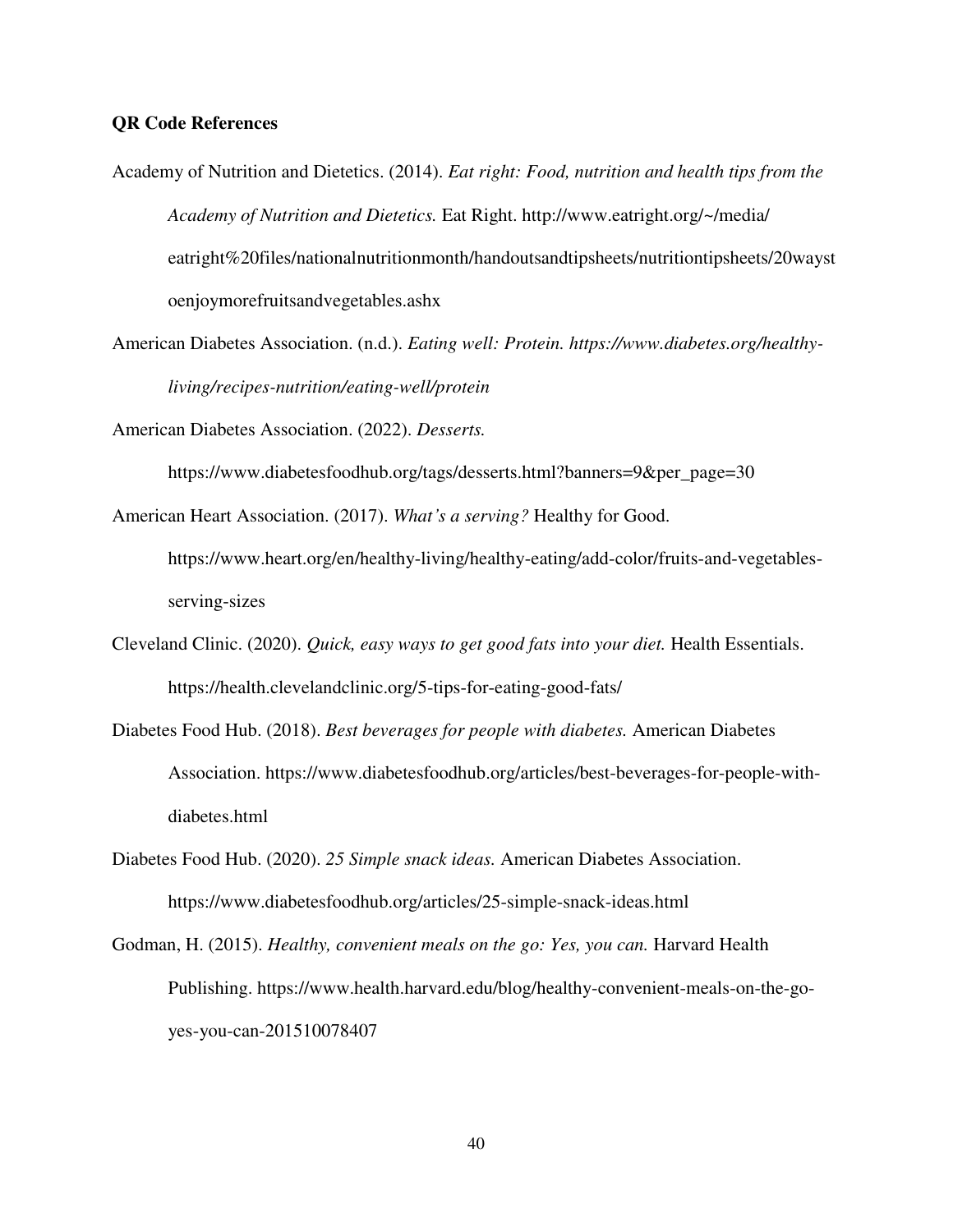**QR Code References**

Academy of Nutrition and Dietetics. (2014). *Eat right: Food, nutrition and health tips from the Academy of Nutrition and Dietetics.* Eat Right. http://www.eatright.org/~/media/eatright%20files/nationalnutritionmonth/handoutsandtipsheets/nutritiontipsheets/20waystoenjoymorefruitsandvegetables.ashx

American Diabetes Association. (n.d.). *Eating well: Protein. https://www.diabetes.org/healthy-living/recipes-nutrition/eating-well/protein*

American Diabetes Association. (2022). *Desserts.* https://www.diabetesfoodhub.org/tags/desserts.html?banners=9&per_page=30

American Heart Association. (2017). *What's a serving?* Healthy for Good. https://www.heart.org/en/healthy-living/healthy-eating/add-color/fruits-and-vegetables-serving-sizes

Cleveland Clinic. (2020). *Quick, easy ways to get good fats into your diet.* Health Essentials. https://health.clevelandclinic.org/5-tips-for-eating-good-fats/

Diabetes Food Hub. (2018). *Best beverages for people with diabetes.* American Diabetes Association. https://www.diabetesfoodhub.org/articles/best-beverages-for-people-with-diabetes.html

Diabetes Food Hub. (2020). *25 Simple snack ideas.* American Diabetes Association. https://www.diabetesfoodhub.org/articles/25-simple-snack-ideas.html

Godman, H. (2015). *Healthy, convenient meals on the go: Yes, you can.* Harvard Health Publishing. https://www.health.harvard.edu/blog/healthy-convenient-meals-on-the-go-yes-you-can-201510078407